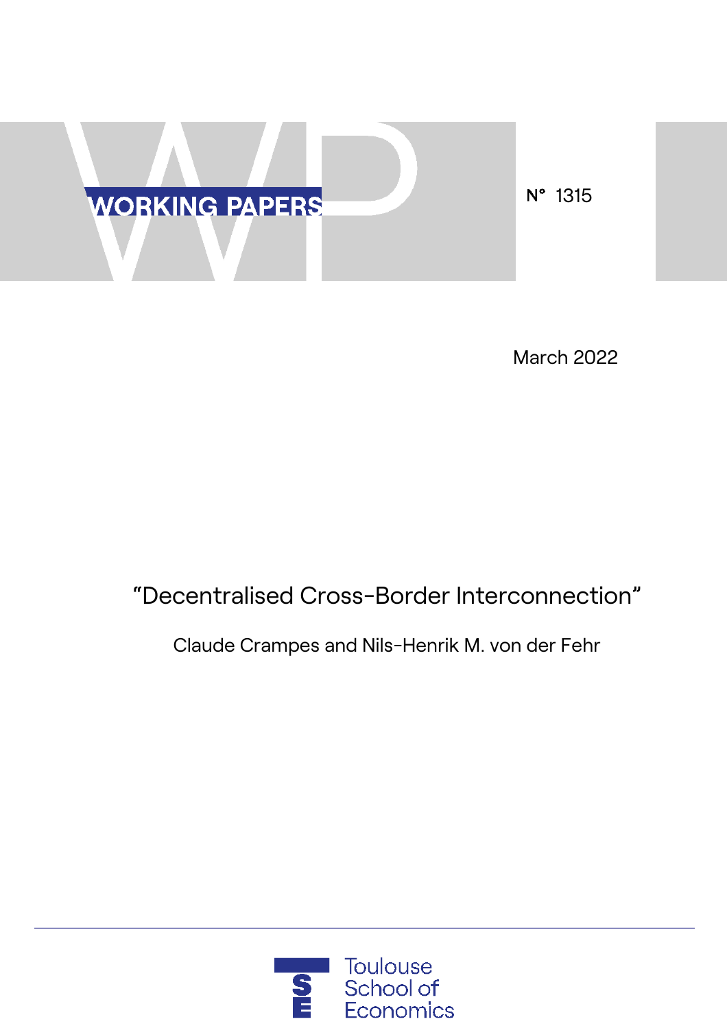WORKING PAPERS

N° 1315

March 2022

# “Decentralised Cross-Border Interconnection”

Claude Crampes and Nils-Henrik M. von der Fehr

Toulouse School of Economics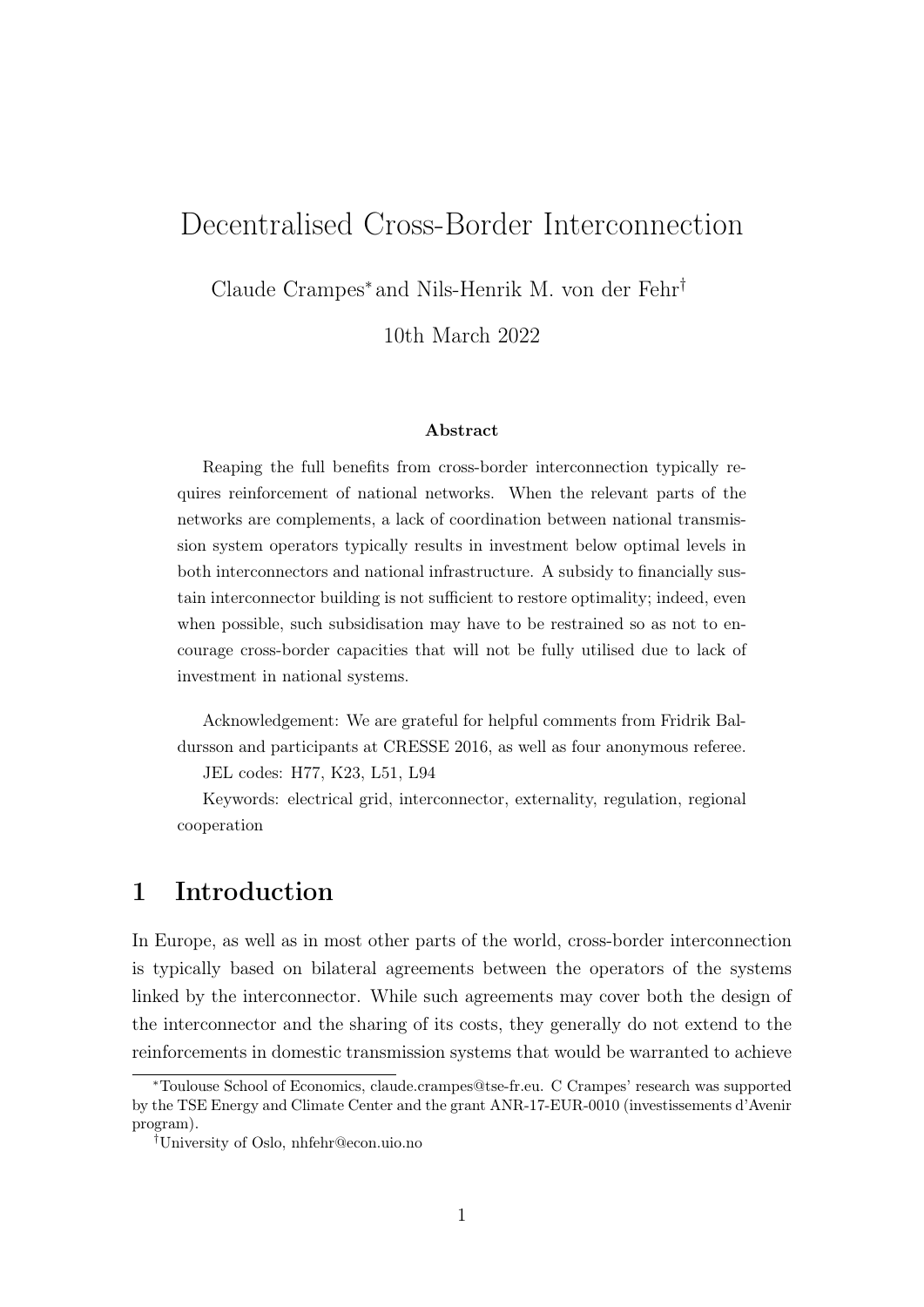# Decentralised Cross-Border Interconnection

Claude Crampes* and Nils-Henrik M. von der Fehr†

10th March 2022

### Abstract

Reaping the full benefits from cross-border interconnection typically requires reinforcement of national networks. When the relevant parts of the networks are complements, a lack of coordination between national transmission system operators typically results in investment below optimal levels in both interconnectors and national infrastructure. A subsidy to financially sustain interconnector building is not sufficient to restore optimality; indeed, even when possible, such subsidisation may have to be restrained so as not to encourage cross-border capacities that will not be fully utilised due to lack of investment in national systems.

Acknowledgement: We are grateful for helpful comments from Fridrik Baldursson and participants at CRESSE 2016, as well as four anonymous referee.

JEL codes: H77, K23, L51, L94

Keywords: electrical grid, interconnector, externality, regulation, regional cooperation

## 1 Introduction

In Europe, as well as in most other parts of the world, cross-border interconnection is typically based on bilateral agreements between the operators of the systems linked by the interconnector. While such agreements may cover both the design of the interconnector and the sharing of its costs, they generally do not extend to the reinforcements in domestic transmission systems that would be warranted to achieve

---

*Toulouse School of Economics, claude.crampes@tse-fr.eu. C Crampes' research was supported by the TSE Energy and Climate Center and the grant ANR-17-EUR-0010 (investissements d'Avenir program).

†University of Oslo, nhfehr@econ.uio.no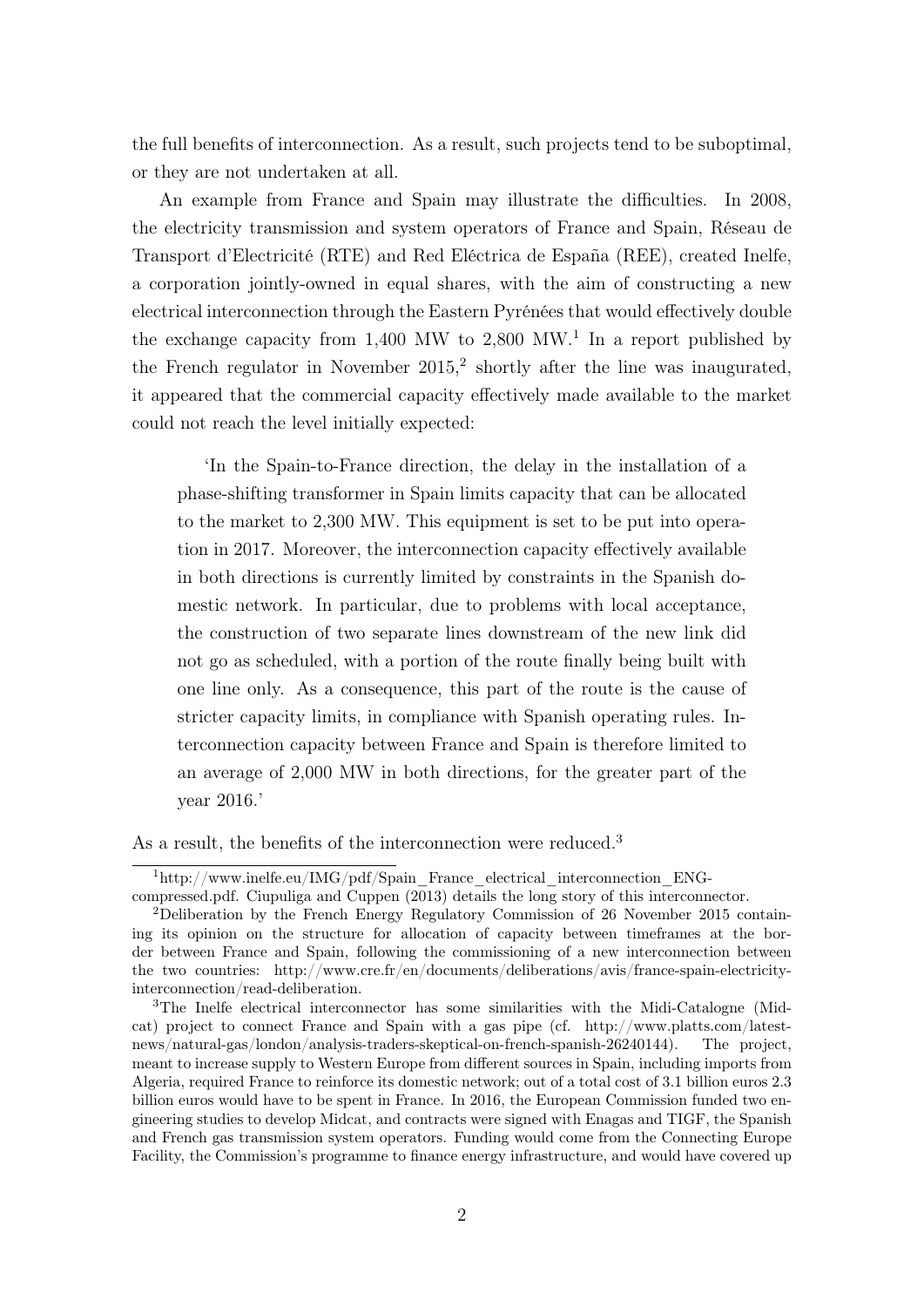the full benefits of interconnection. As a result, such projects tend to be suboptimal, or they are not undertaken at all.

An example from France and Spain may illustrate the difficulties. In 2008, the electricity transmission and system operators of France and Spain, Réseau de Transport d'Electricité (RTE) and Red Eléctrica de España (REE), created Inelfe, a corporation jointly-owned in equal shares, with the aim of constructing a new electrical interconnection through the Eastern Pyrénées that would effectively double the exchange capacity from 1,400 MW to 2,800 MW.[1] In a report published by the French regulator in November 2015,[2] shortly after the line was inaugurated, it appeared that the commercial capacity effectively made available to the market could not reach the level initially expected:

> 'In the Spain-to-France direction, the delay in the installation of a phase-shifting transformer in Spain limits capacity that can be allocated to the market to 2,300 MW. This equipment is set to be put into operation in 2017. Moreover, the interconnection capacity effectively available in both directions is currently limited by constraints in the Spanish domestic network. In particular, due to problems with local acceptance, the construction of two separate lines downstream of the new link did not go as scheduled, with a portion of the route finally being built with one line only. As a consequence, this part of the route is the cause of stricter capacity limits, in compliance with Spanish operating rules. Interconnection capacity between France and Spain is therefore limited to an average of 2,000 MW in both directions, for the greater part of the year 2016.'

As a result, the benefits of the interconnection were reduced.[3]

---

[1] http://www.inelfe.eu/IMG/pdf/Spain_France_electrical_interconnection_ENG-compressed.pdf. Ciupuliga and Cuppen (2013) details the long story of this interconnector.

[2] Deliberation by the French Energy Regulatory Commission of 26 November 2015 containing its opinion on the structure for allocation of capacity between timeframes at the border between France and Spain, following the commissioning of a new interconnection between the two countries: http://www.cre.fr/en/documents/deliberations/avis/france-spain-electricity-interconnection/read-deliberation.

[3] The Inelfe electrical interconnector has some similarities with the Midi-Catalogne (Midcat) project to connect France and Spain with a gas pipe (cf. http://www.platts.com/latest-news/natural-gas/london/analysis-traders-skeptical-on-french-spanish-26240144). The project, meant to increase supply to Western Europe from different sources in Spain, including imports from Algeria, required France to reinforce its domestic network; out of a total cost of 3.1 billion euros 2.3 billion euros would have to be spent in France. In 2016, the European Commission funded two engineering studies to develop Midcat, and contracts were signed with Enagas and TIGF, the Spanish and French gas transmission system operators. Funding would come from the Connecting Europe Facility, the Commission's programme to finance energy infrastructure, and would have covered up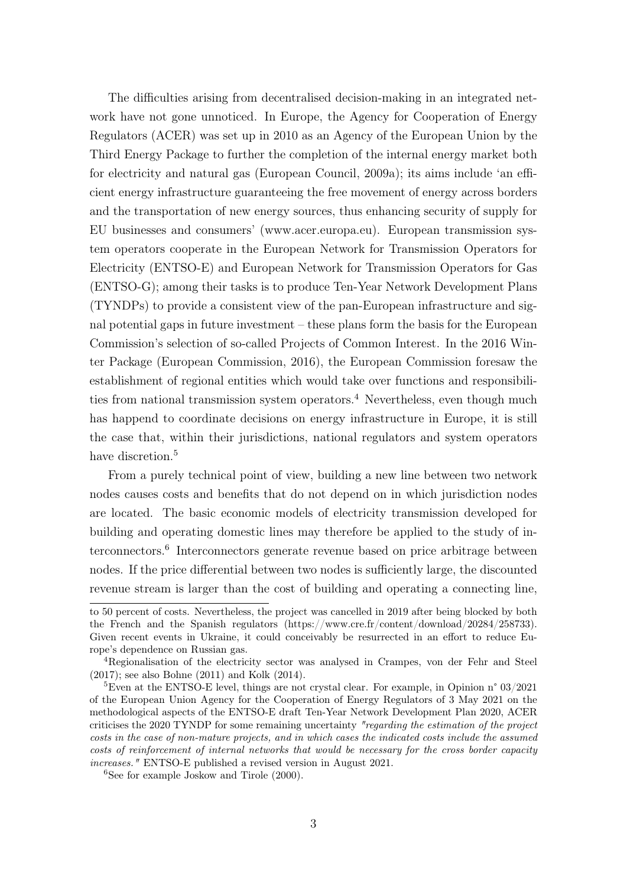The difficulties arising from decentralised decision-making in an integrated network have not gone unnoticed. In Europe, the Agency for Cooperation of Energy Regulators (ACER) was set up in 2010 as an Agency of the European Union by the Third Energy Package to further the completion of the internal energy market both for electricity and natural gas (European Council, 2009a); its aims include 'an efficient energy infrastructure guaranteeing the free movement of energy across borders and the transportation of new energy sources, thus enhancing security of supply for EU businesses and consumers' (www.acer.europa.eu). European transmission system operators cooperate in the European Network for Transmission Operators for Electricity (ENTSO-E) and European Network for Transmission Operators for Gas (ENTSO-G); among their tasks is to produce Ten-Year Network Development Plans (TYNDPs) to provide a consistent view of the pan-European infrastructure and signal potential gaps in future investment – these plans form the basis for the European Commission's selection of so-called Projects of Common Interest. In the 2016 Winter Package (European Commission, 2016), the European Commission foresaw the establishment of regional entities which would take over functions and responsibilities from national transmission system operators.[4] Nevertheless, even though much has happend to coordinate decisions on energy infrastructure in Europe, it is still the case that, within their jurisdictions, national regulators and system operators have discretion.[5]

From a purely technical point of view, building a new line between two network nodes causes costs and benefits that do not depend on in which jurisdiction nodes are located. The basic economic models of electricity transmission developed for building and operating domestic lines may therefore be applied to the study of interconnectors.[6] Interconnectors generate revenue based on price arbitrage between nodes. If the price differential between two nodes is sufficiently large, the discounted revenue stream is larger than the cost of building and operating a connecting line,

---

to 50 percent of costs. Nevertheless, the project was cancelled in 2019 after being blocked by both the French and the Spanish regulators (https://www.cre.fr/content/download/20284/258733). Given recent events in Ukraine, it could conceivably be resurrected in an effort to reduce Europe's dependence on Russian gas.

[4]Regionalisation of the electricity sector was analysed in Crampes, von der Fehr and Steel (2017); see also Bohne (2011) and Kolk (2014).

[5]Even at the ENTSO-E level, things are not crystal clear. For example, in Opinion n° 03/2021 of the European Union Agency for the Cooperation of Energy Regulators of 3 May 2021 on the methodological aspects of the ENTSO-E draft Ten-Year Network Development Plan 2020, ACER criticises the 2020 TYNDP for some remaining uncertainty *"regarding the estimation of the project costs in the case of non-mature projects, and in which cases the indicated costs include the assumed costs of reinforcement of internal networks that would be necessary for the cross border capacity increases."* ENTSO-E published a revised version in August 2021.

[6]See for example Joskow and Tirole (2000).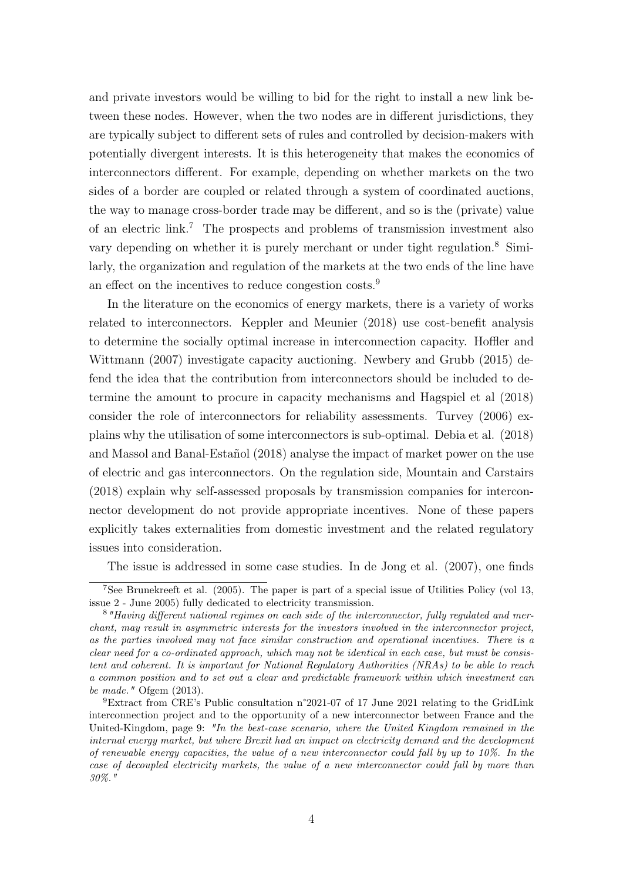and private investors would be willing to bid for the right to install a new link between these nodes. However, when the two nodes are in different jurisdictions, they are typically subject to different sets of rules and controlled by decision-makers with potentially divergent interests. It is this heterogeneity that makes the economics of interconnectors different. For example, depending on whether markets on the two sides of a border are coupled or related through a system of coordinated auctions, the way to manage cross-border trade may be different, and so is the (private) value of an electric link.[7] The prospects and problems of transmission investment also vary depending on whether it is purely merchant or under tight regulation.[8] Similarly, the organization and regulation of the markets at the two ends of the line have an effect on the incentives to reduce congestion costs.[9]

In the literature on the economics of energy markets, there is a variety of works related to interconnectors. Keppler and Meunier (2018) use cost-benefit analysis to determine the socially optimal increase in interconnection capacity. Hoffler and Wittmann (2007) investigate capacity auctioning. Newbery and Grubb (2015) defend the idea that the contribution from interconnectors should be included to determine the amount to procure in capacity mechanisms and Hagspiel et al (2018) consider the role of interconnectors for reliability assessments. Turvey (2006) explains why the utilisation of some interconnectors is sub-optimal. Debia et al. (2018) and Massol and Banal-Estañol (2018) analyse the impact of market power on the use of electric and gas interconnectors. On the regulation side, Mountain and Carstairs (2018) explain why self-assessed proposals by transmission companies for interconnector development do not provide appropriate incentives. None of these papers explicitly takes externalities from domestic investment and the related regulatory issues into consideration.

The issue is addressed in some case studies. In de Jong et al. (2007), one finds

[7] See Brunekreeft et al. (2005). The paper is part of a special issue of Utilities Policy (vol 13, issue 2 - June 2005) fully dedicated to electricity transmission.

[8] *"Having different national regimes on each side of the interconnector, fully regulated and merchant, may result in asymmetric interests for the investors involved in the interconnector project, as the parties involved may not face similar construction and operational incentives. There is a clear need for a co-ordinated approach, which may not be identical in each case, but must be consistent and coherent. It is important for National Regulatory Authorities (NRAs) to be able to reach a common position and to set out a clear and predictable framework within which investment can be made."* Ofgem (2013).

[9] Extract from CRE's Public consultation n°2021-07 of 17 June 2021 relating to the GridLink interconnection project and to the opportunity of a new interconnector between France and the United-Kingdom, page 9: *"In the best-case scenario, where the United Kingdom remained in the internal energy market, but where Brexit had an impact on electricity demand and the development of renewable energy capacities, the value of a new interconnector could fall by up to 10%. In the case of decoupled electricity markets, the value of a new interconnector could fall by more than 30%."*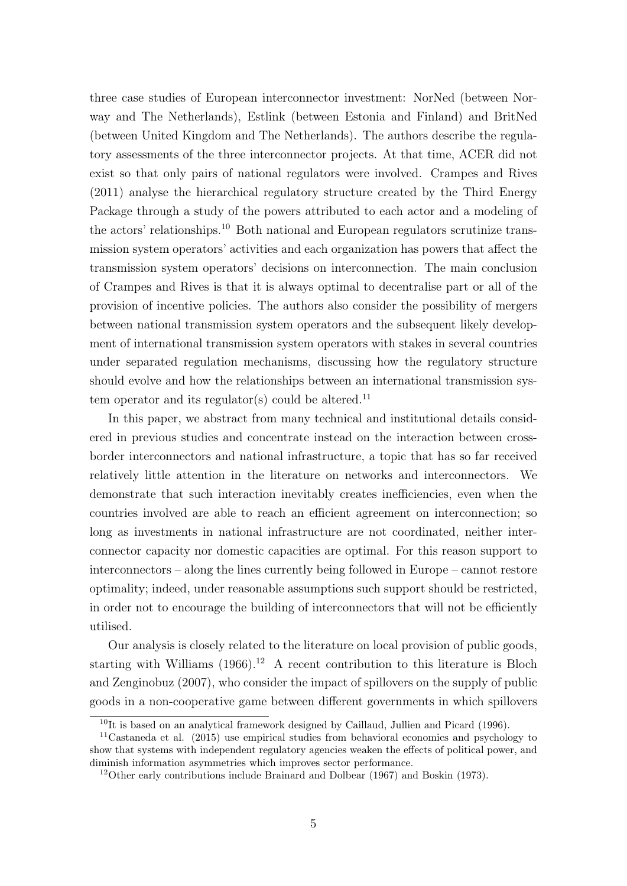three case studies of European interconnector investment: NorNed (between Norway and The Netherlands), Estlink (between Estonia and Finland) and BritNed (between United Kingdom and The Netherlands). The authors describe the regulatory assessments of the three interconnector projects. At that time, ACER did not exist so that only pairs of national regulators were involved. Crampes and Rives (2011) analyse the hierarchical regulatory structure created by the Third Energy Package through a study of the powers attributed to each actor and a modeling of the actors' relationships.[10] Both national and European regulators scrutinize transmission system operators' activities and each organization has powers that affect the transmission system operators' decisions on interconnection. The main conclusion of Crampes and Rives is that it is always optimal to decentralise part or all of the provision of incentive policies. The authors also consider the possibility of mergers between national transmission system operators and the subsequent likely development of international transmission system operators with stakes in several countries under separated regulation mechanisms, discussing how the regulatory structure should evolve and how the relationships between an international transmission system operator and its regulator(s) could be altered.[11]

In this paper, we abstract from many technical and institutional details considered in previous studies and concentrate instead on the interaction between cross-border interconnectors and national infrastructure, a topic that has so far received relatively little attention in the literature on networks and interconnectors. We demonstrate that such interaction inevitably creates inefficiencies, even when the countries involved are able to reach an efficient agreement on interconnection; so long as investments in national infrastructure are not coordinated, neither interconnector capacity nor domestic capacities are optimal. For this reason support to interconnectors – along the lines currently being followed in Europe – cannot restore optimality; indeed, under reasonable assumptions such support should be restricted, in order not to encourage the building of interconnectors that will not be efficiently utilised.

Our analysis is closely related to the literature on local provision of public goods, starting with Williams (1966).[12] A recent contribution to this literature is Bloch and Zenginobuz (2007), who consider the impact of spillovers on the supply of public goods in a non-cooperative game between different governments in which spillovers

[10] It is based on an analytical framework designed by Caillaud, Jullien and Picard (1996).

[11] Castaneda et al. (2015) use empirical studies from behavioral economics and psychology to show that systems with independent regulatory agencies weaken the effects of political power, and diminish information asymmetries which improves sector performance.

[12] Other early contributions include Brainard and Dolbear (1967) and Boskin (1973).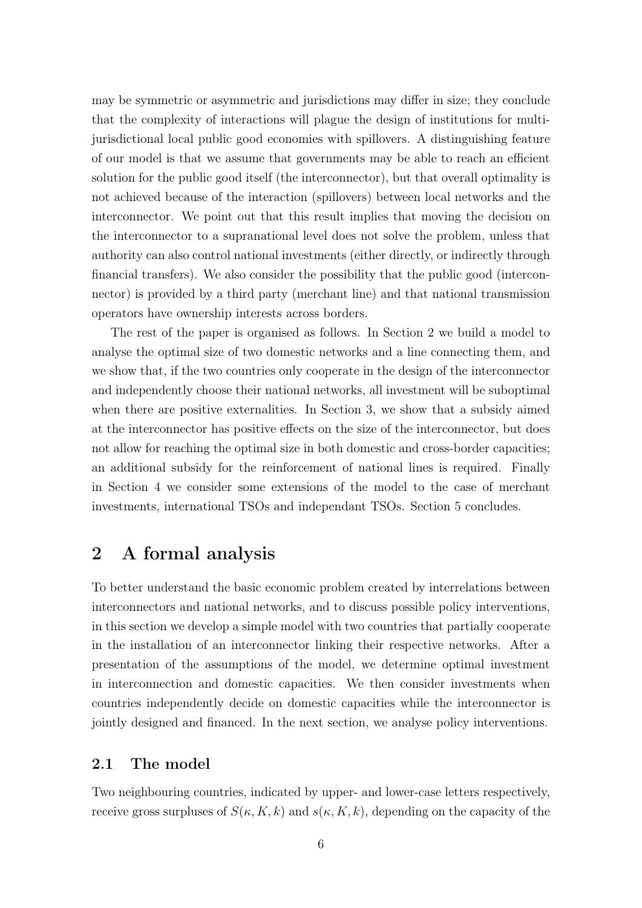may be symmetric or asymmetric and jurisdictions may differ in size; they conclude that the complexity of interactions will plague the design of institutions for multi-jurisdictional local public good economies with spillovers. A distinguishing feature of our model is that we assume that governments may be able to reach an efficient solution for the public good itself (the interconnector), but that overall optimality is not achieved because of the interaction (spillovers) between local networks and the interconnector. We point out that this result implies that moving the decision on the interconnector to a supranational level does not solve the problem, unless that authority can also control national investments (either directly, or indirectly through financial transfers). We also consider the possibility that the public good (interconnector) is provided by a third party (merchant line) and that national transmission operators have ownership interests across borders.

The rest of the paper is organised as follows. In Section 2 we build a model to analyse the optimal size of two domestic networks and a line connecting them, and we show that, if the two countries only cooperate in the design of the interconnector and independently choose their national networks, all investment will be suboptimal when there are positive externalities. In Section 3, we show that a subsidy aimed at the interconnector has positive effects on the size of the interconnector, but does not allow for reaching the optimal size in both domestic and cross-border capacities; an additional subsidy for the reinforcement of national lines is required. Finally in Section 4 we consider some extensions of the model to the case of merchant investments, international TSOs and independant TSOs. Section 5 concludes.

# 2 A formal analysis

To better understand the basic economic problem created by interrelations between interconnectors and national networks, and to discuss possible policy interventions, in this section we develop a simple model with two countries that partially cooperate in the installation of an interconnector linking their respective networks. After a presentation of the assumptions of the model, we determine optimal investment in interconnection and domestic capacities. We then consider investments when countries independently decide on domestic capacities while the interconnector is jointly designed and financed. In the next section, we analyse policy interventions.

## 2.1 The model

Two neighbouring countries, indicated by upper- and lower-case letters respectively, receive gross surpluses of $S(\kappa, K, k)$ and $s(\kappa, K, k)$, depending on the capacity of the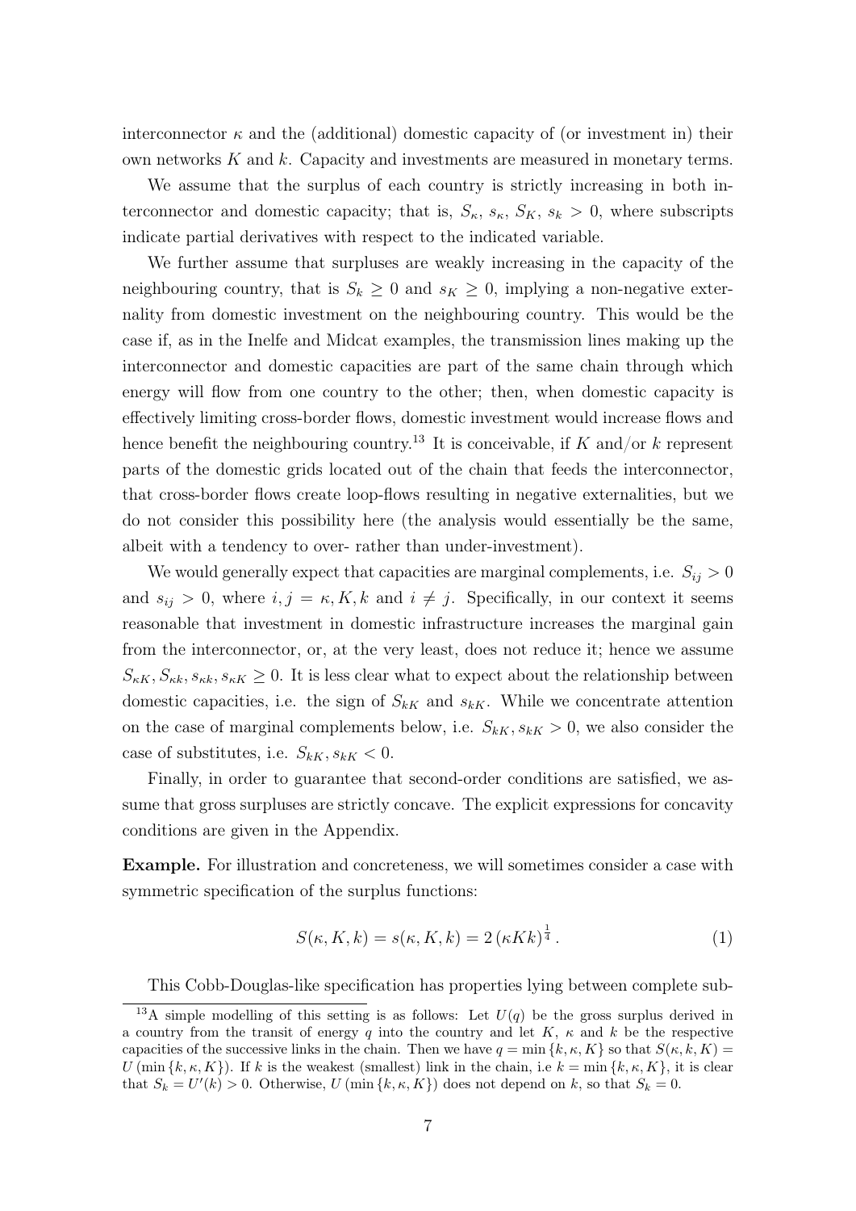interconnector $\kappa$ and the (additional) domestic capacity of (or investment in) their own networks $K$ and $k$. Capacity and investments are measured in monetary terms.

We assume that the surplus of each country is strictly increasing in both interconnector and domestic capacity; that is, $S_\kappa$, $s_\kappa$, $S_K$, $s_k > 0$, where subscripts indicate partial derivatives with respect to the indicated variable.

We further assume that surpluses are weakly increasing in the capacity of the neighbouring country, that is $S_k \geq 0$ and $s_K \geq 0$, implying a non-negative externality from domestic investment on the neighbouring country. This would be the case if, as in the Inelfe and Midcat examples, the transmission lines making up the interconnector and domestic capacities are part of the same chain through which energy will flow from one country to the other; then, when domestic capacity is effectively limiting cross-border flows, domestic investment would increase flows and hence benefit the neighbouring country.[13] It is conceivable, if $K$ and/or $k$ represent parts of the domestic grids located out of the chain that feeds the interconnector, that cross-border flows create loop-flows resulting in negative externalities, but we do not consider this possibility here (the analysis would essentially be the same, albeit with a tendency to over- rather than under-investment).

We would generally expect that capacities are marginal complements, i.e. $S_{ij} > 0$ and $s_{ij} > 0$, where $i, j = \kappa, K, k$ and $i \neq j$. Specifically, in our context it seems reasonable that investment in domestic infrastructure increases the marginal gain from the interconnector, or, at the very least, does not reduce it; hence we assume $S_{\kappa K}, S_{\kappa k}, s_{\kappa k}, s_{\kappa K} \geq 0$. It is less clear what to expect about the relationship between domestic capacities, i.e. the sign of $S_{kK}$ and $s_{kK}$. While we concentrate attention on the case of marginal complements below, i.e. $S_{kK}, s_{kK} > 0$, we also consider the case of substitutes, i.e. $S_{kK}, s_{kK} < 0$.

Finally, in order to guarantee that second-order conditions are satisfied, we assume that gross surpluses are strictly concave. The explicit expressions for concavity conditions are given in the Appendix.

**Example.** For illustration and concreteness, we will sometimes consider a case with symmetric specification of the surplus functions:

$$S(\kappa, K, k) = s(\kappa, K, k) = 2\left(\kappa K k\right)^{\frac{1}{4}}. \tag{1}$$

This Cobb-Douglas-like specification has properties lying between complete sub-

---

[13] A simple modelling of this setting is as follows: Let $U(q)$ be the gross surplus derived in a country from the transit of energy $q$ into the country and let $K$, $\kappa$ and $k$ be the respective capacities of the successive links in the chain. Then we have $q = \min\{k, \kappa, K\}$ so that $S(\kappa, k, K) = U(\min\{k, \kappa, K\})$. If $k$ is the weakest (smallest) link in the chain, i.e $k = \min\{k, \kappa, K\}$, it is clear that $S_k = U'(k) > 0$. Otherwise, $U(\min\{k, \kappa, K\})$ does not depend on $k$, so that $S_k = 0$.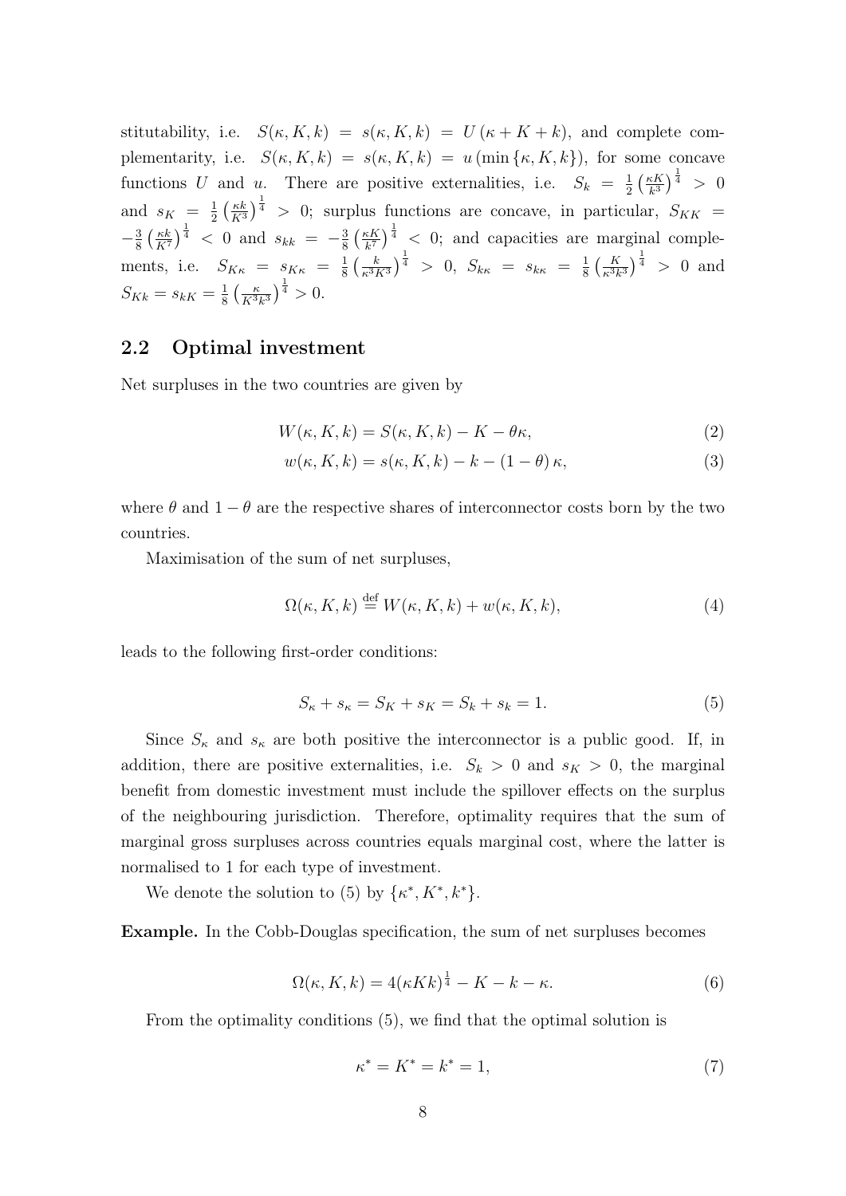stitutability, i.e. $S(\kappa, K, k) = s(\kappa, K, k) = U(\kappa + K + k)$, and complete complementarity, i.e. $S(\kappa, K, k) = s(\kappa, K, k) = u(\min\{\kappa, K, k\})$, for some concave functions $U$ and $u$. There are positive externalities, i.e. $S_k = \frac{1}{2}\left(\frac{\kappa K}{k^3}\right)^{\frac{1}{4}} > 0$ and $s_K = \frac{1}{2}\left(\frac{\kappa k}{K^3}\right)^{\frac{1}{4}} > 0$; surplus functions are concave, in particular, $S_{KK} = -\frac{3}{8}\left(\frac{\kappa k}{K^7}\right)^{\frac{1}{4}} < 0$ and $s_{kk} = -\frac{3}{8}\left(\frac{\kappa K}{k^7}\right)^{\frac{1}{4}} < 0$; and capacities are marginal complements, i.e. $S_{K\kappa} = s_{K\kappa} = \frac{1}{8}\left(\frac{k}{\kappa^3 K^3}\right)^{\frac{1}{4}} > 0$, $S_{k\kappa} = s_{k\kappa} = \frac{1}{8}\left(\frac{K}{\kappa^3 k^3}\right)^{\frac{1}{4}} > 0$ and $S_{Kk} = s_{kK} = \frac{1}{8}\left(\frac{\kappa}{K^3 k^3}\right)^{\frac{1}{4}} > 0$.

## 2.2 Optimal investment

Net surpluses in the two countries are given by

$$W(\kappa, K, k) = S(\kappa, K, k) - K - \theta\kappa, \tag{2}$$

$$w(\kappa, K, k) = s(\kappa, K, k) - k - (1 - \theta)\kappa, \tag{3}$$

where $\theta$ and $1 - \theta$ are the respective shares of interconnector costs born by the two countries.

Maximisation of the sum of net surpluses,

$$\Omega(\kappa, K, k) \stackrel{\text{def}}{=} W(\kappa, K, k) + w(\kappa, K, k), \tag{4}$$

leads to the following first-order conditions:

$$S_\kappa + s_\kappa = S_K + s_K = S_k + s_k = 1. \tag{5}$$

Since $S_\kappa$ and $s_\kappa$ are both positive the interconnector is a public good. If, in addition, there are positive externalities, i.e. $S_k > 0$ and $s_K > 0$, the marginal benefit from domestic investment must include the spillover effects on the surplus of the neighbouring jurisdiction. Therefore, optimality requires that the sum of marginal gross surpluses across countries equals marginal cost, where the latter is normalised to 1 for each type of investment.

We denote the solution to (5) by $\{\kappa^*, K^*, k^*\}$.

**Example.** In the Cobb-Douglas specification, the sum of net surpluses becomes

$$\Omega(\kappa, K, k) = 4(\kappa K k)^{\frac{1}{4}} - K - k - \kappa. \tag{6}$$

From the optimality conditions (5), we find that the optimal solution is

$$\kappa^* = K^* = k^* = 1, \tag{7}$$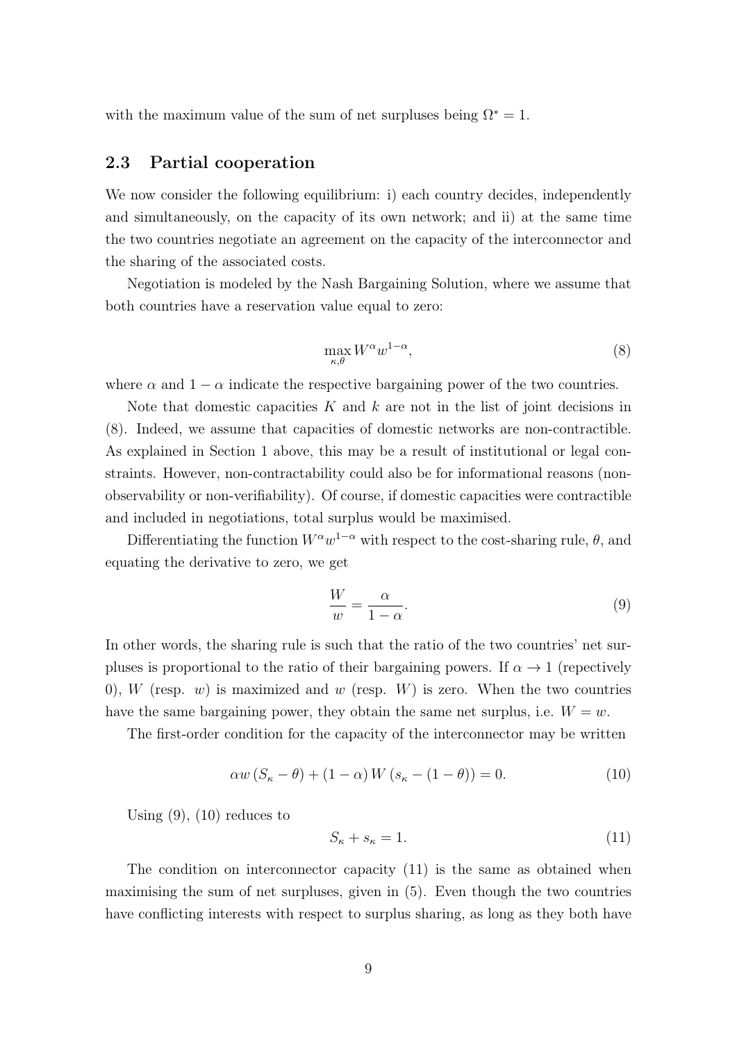with the maximum value of the sum of net surpluses being $\Omega^* = 1$.

## 2.3 Partial cooperation

We now consider the following equilibrium: i) each country decides, independently and simultaneously, on the capacity of its own network; and ii) at the same time the two countries negotiate an agreement on the capacity of the interconnector and the sharing of the associated costs.

Negotiation is modeled by the Nash Bargaining Solution, where we assume that both countries have a reservation value equal to zero:

$$\max_{\kappa,\theta} W^{\alpha} w^{1-\alpha}, \tag{8}$$

where $\alpha$ and $1-\alpha$ indicate the respective bargaining power of the two countries.

Note that domestic capacities $K$ and $k$ are not in the list of joint decisions in (8). Indeed, we assume that capacities of domestic networks are non-contractible. As explained in Section 1 above, this may be a result of institutional or legal constraints. However, non-contractability could also be for informational reasons (non-observability or non-verifiability). Of course, if domestic capacities were contractible and included in negotiations, total surplus would be maximised.

Differentiating the function $W^{\alpha} w^{1-\alpha}$ with respect to the cost-sharing rule, $\theta$, and equating the derivative to zero, we get

$$\frac{W}{w} = \frac{\alpha}{1-\alpha}. \tag{9}$$

In other words, the sharing rule is such that the ratio of the two countries' net surpluses is proportional to the ratio of their bargaining powers. If $\alpha \to 1$ (repectively 0), $W$ (resp. $w$) is maximized and $w$ (resp. $W$) is zero. When the two countries have the same bargaining power, they obtain the same net surplus, i.e. $W = w$.

The first-order condition for the capacity of the interconnector may be written

$$\alpha w \left(S_{\kappa} - \theta\right) + (1-\alpha) W \left(s_{\kappa} - (1-\theta)\right) = 0. \tag{10}$$

Using (9), (10) reduces to

$$S_{\kappa} + s_{\kappa} = 1. \tag{11}$$

The condition on interconnector capacity (11) is the same as obtained when maximising the sum of net surpluses, given in (5). Even though the two countries have conflicting interests with respect to surplus sharing, as long as they both have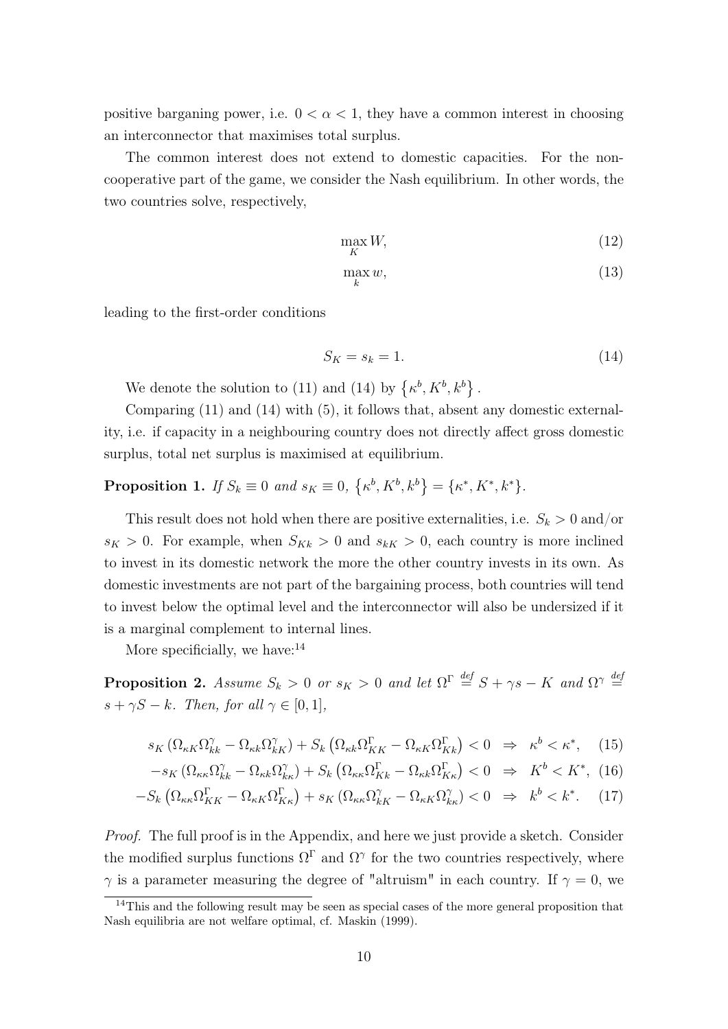positive barganing power, i.e. $0 < \alpha < 1$, they have a common interest in choosing an interconnector that maximises total surplus.

The common interest does not extend to domestic capacities. For the non-cooperative part of the game, we consider the Nash equilibrium. In other words, the two countries solve, respectively,

$$\max_K W, \tag{12}$$

$$\max_k w, \tag{13}$$

leading to the first-order conditions

$$S_K = s_k = 1. \tag{14}$$

We denote the solution to (11) and (14) by $\left\{\kappa^b, K^b, k^b\right\}$.

Comparing (11) and (14) with (5), it follows that, absent any domestic externality, i.e. if capacity in a neighbouring country does not directly affect gross domestic surplus, total net surplus is maximised at equilibrium.

**Proposition 1.** *If $S_k \equiv 0$ and $s_K \equiv 0$, $\left\{\kappa^b, K^b, k^b\right\} = \{\kappa^*, K^*, k^*\}$.*

This result does not hold when there are positive externalities, i.e. $S_k > 0$ and/or $s_K > 0$. For example, when $S_{Kk} > 0$ and $s_{kK} > 0$, each country is more inclined to invest in its domestic network the more the other country invests in its own. As domestic investments are not part of the bargaining process, both countries will tend to invest below the optimal level and the interconnector will also be undersized if it is a marginal complement to internal lines.

More specificially, we have:[14]

**Proposition 2.** *Assume $S_k > 0$ or $s_K > 0$ and let $\Omega^\Gamma \stackrel{def}{=} S + \gamma s - K$ and $\Omega^\gamma \stackrel{def}{=} s + \gamma S - k$. Then, for all $\gamma \in [0, 1]$,*

$$s_K\left(\Omega_{\kappa K}\Omega^\gamma_{kk} - \Omega_{\kappa k}\Omega^\gamma_{kK}\right) + S_k\left(\Omega_{\kappa k}\Omega^\Gamma_{KK} - \Omega_{\kappa K}\Omega^\Gamma_{Kk}\right) < 0 \;\Rightarrow\; \kappa^b < \kappa^*, \tag{15}$$

$$-s_K\left(\Omega_{\kappa\kappa}\Omega^\gamma_{kk} - \Omega_{\kappa k}\Omega^\gamma_{k\kappa}\right) + S_k\left(\Omega_{\kappa\kappa}\Omega^\Gamma_{Kk} - \Omega_{\kappa k}\Omega^\Gamma_{K\kappa}\right) < 0 \;\Rightarrow\; K^b < K^*, \tag{16}$$

$$-S_k\left(\Omega_{\kappa\kappa}\Omega^\Gamma_{KK} - \Omega_{\kappa K}\Omega^\Gamma_{K\kappa}\right) + s_K\left(\Omega_{\kappa\kappa}\Omega^\gamma_{kK} - \Omega_{\kappa K}\Omega^\gamma_{k\kappa}\right) < 0 \;\Rightarrow\; k^b < k^*. \tag{17}$$

*Proof.* The full proof is in the Appendix, and here we just provide a sketch. Consider the modified surplus functions $\Omega^\Gamma$ and $\Omega^\gamma$ for the two countries respectively, where $\gamma$ is a parameter measuring the degree of "altruism" in each country. If $\gamma = 0$, we

[14] This and the following result may be seen as special cases of the more general proposition that Nash equilibria are not welfare optimal, cf. Maskin (1999).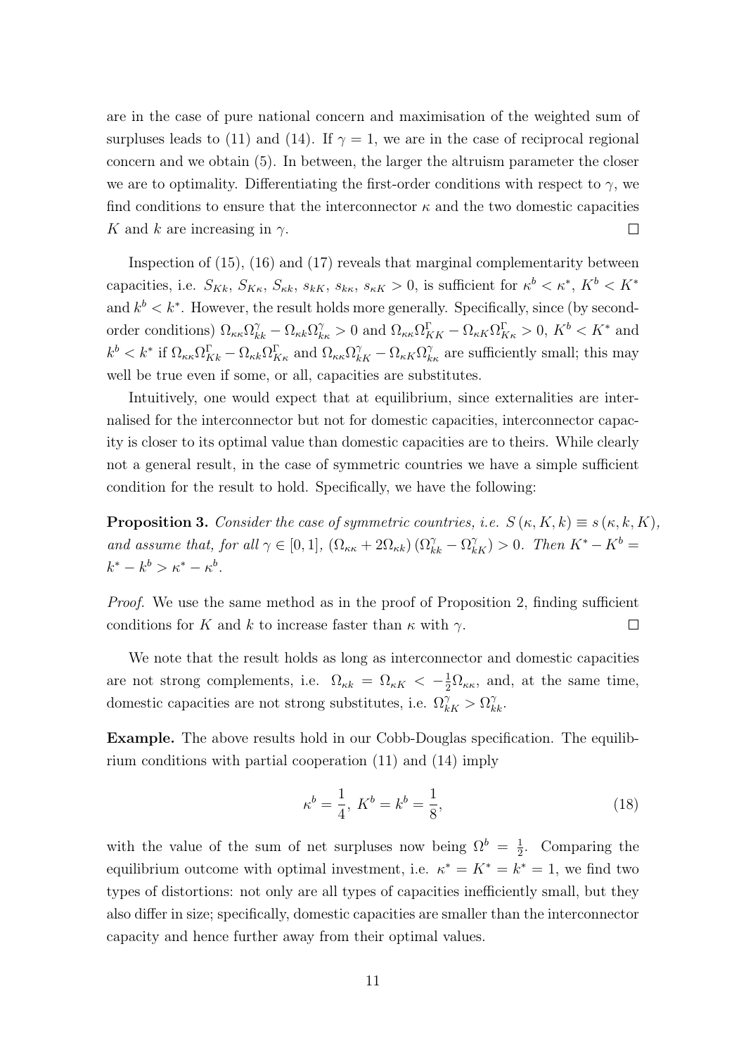are in the case of pure national concern and maximisation of the weighted sum of surpluses leads to (11) and (14). If $\gamma = 1$, we are in the case of reciprocal regional concern and we obtain (5). In between, the larger the altruism parameter the closer we are to optimality. Differentiating the first-order conditions with respect to $\gamma$, we find conditions to ensure that the interconnector $\kappa$ and the two domestic capacities $K$ and $k$ are increasing in $\gamma$. □

Inspection of (15), (16) and (17) reveals that marginal complementarity between capacities, i.e. $S_{Kk}$, $S_{K\kappa}$, $S_{\kappa k}$, $s_{kK}$, $s_{k\kappa}$, $s_{\kappa K} > 0$, is sufficient for $\kappa^b < \kappa^*$, $K^b < K^*$ and $k^b < k^*$. However, the result holds more generally. Specifically, since (by second-order conditions) $\Omega_{\kappa\kappa}\Omega^{\gamma}_{kk} - \Omega_{\kappa k}\Omega^{\gamma}_{k\kappa} > 0$ and $\Omega_{\kappa\kappa}\Omega^{\Gamma}_{KK} - \Omega_{\kappa K}\Omega^{\Gamma}_{K\kappa} > 0$, $K^b < K^*$ and $k^b < k^*$ if $\Omega_{\kappa\kappa}\Omega^{\Gamma}_{Kk} - \Omega_{\kappa k}\Omega^{\Gamma}_{K\kappa}$ and $\Omega_{\kappa\kappa}\Omega^{\gamma}_{kK} - \Omega_{\kappa K}\Omega^{\gamma}_{k\kappa}$ are sufficiently small; this may well be true even if some, or all, capacities are substitutes.

Intuitively, one would expect that at equilibrium, since externalities are internalised for the interconnector but not for domestic capacities, interconnector capacity is closer to its optimal value than domestic capacities are to theirs. While clearly not a general result, in the case of symmetric countries we have a simple sufficient condition for the result to hold. Specifically, we have the following:

**Proposition 3.** *Consider the case of symmetric countries, i.e.* $S(\kappa, K, k) \equiv s(\kappa, k, K)$, *and assume that, for all* $\gamma \in [0,1]$, $(\Omega_{\kappa\kappa} + 2\Omega_{\kappa k})(\Omega^{\gamma}_{kk} - \Omega^{\gamma}_{kK}) > 0$. *Then* $K^* - K^b = k^* - k^b > \kappa^* - \kappa^b$.

*Proof.* We use the same method as in the proof of Proposition 2, finding sufficient conditions for $K$ and $k$ to increase faster than $\kappa$ with $\gamma$. □

We note that the result holds as long as interconnector and domestic capacities are not strong complements, i.e. $\Omega_{\kappa k} = \Omega_{\kappa K} < -\frac{1}{2}\Omega_{\kappa\kappa}$, and, at the same time, domestic capacities are not strong substitutes, i.e. $\Omega^{\gamma}_{kK} > \Omega^{\gamma}_{kk}$.

**Example.** The above results hold in our Cobb-Douglas specification. The equilibrium conditions with partial cooperation (11) and (14) imply

$$\kappa^b = \frac{1}{4},\ K^b = k^b = \frac{1}{8}, \tag{18}$$

with the value of the sum of net surpluses now being $\Omega^b = \frac{1}{2}$. Comparing the equilibrium outcome with optimal investment, i.e. $\kappa^* = K^* = k^* = 1$, we find two types of distortions: not only are all types of capacities inefficiently small, but they also differ in size; specifically, domestic capacities are smaller than the interconnector capacity and hence further away from their optimal values.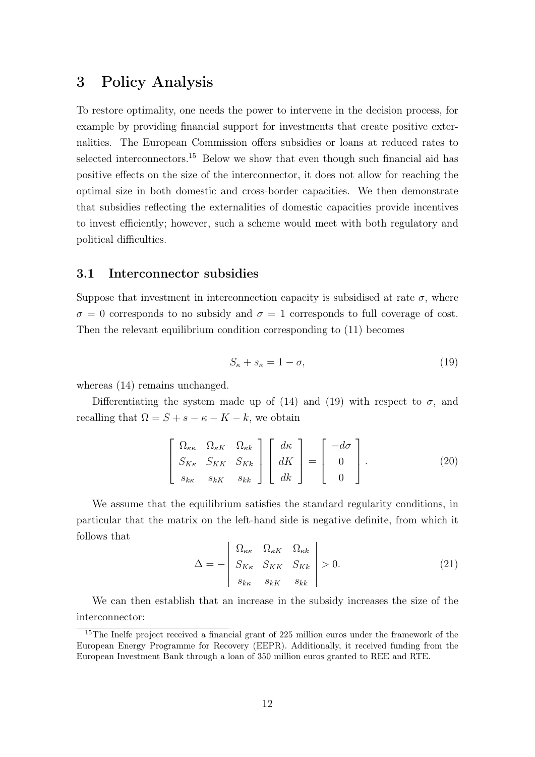# 3 Policy Analysis

To restore optimality, one needs the power to intervene in the decision process, for example by providing financial support for investments that create positive externalities. The European Commission offers subsidies or loans at reduced rates to selected interconnectors.[15] Below we show that even though such financial aid has positive effects on the size of the interconnector, it does not allow for reaching the optimal size in both domestic and cross-border capacities. We then demonstrate that subsidies reflecting the externalities of domestic capacities provide incentives to invest efficiently; however, such a scheme would meet with both regulatory and political difficulties.

## 3.1 Interconnector subsidies

Suppose that investment in interconnection capacity is subsidised at rate $\sigma$, where $\sigma = 0$ corresponds to no subsidy and $\sigma = 1$ corresponds to full coverage of cost. Then the relevant equilibrium condition corresponding to (11) becomes

$$S_\kappa + s_\kappa = 1 - \sigma, \tag{19}$$

whereas (14) remains unchanged.

Differentiating the system made up of (14) and (19) with respect to $\sigma$, and recalling that $\Omega = S + s - \kappa - K - k$, we obtain

$$\begin{bmatrix} \Omega_{\kappa\kappa} & \Omega_{\kappa K} & \Omega_{\kappa k} \\ S_{K\kappa} & S_{KK} & S_{Kk} \\ s_{k\kappa} & s_{kK} & s_{kk} \end{bmatrix} \begin{bmatrix} d\kappa \\ dK \\ dk \end{bmatrix} = \begin{bmatrix} -d\sigma \\ 0 \\ 0 \end{bmatrix}. \tag{20}$$

We assume that the equilibrium satisfies the standard regularity conditions, in particular that the matrix on the left-hand side is negative definite, from which it follows that

$$\Delta = - \begin{vmatrix} \Omega_{\kappa\kappa} & \Omega_{\kappa K} & \Omega_{\kappa k} \\ S_{K\kappa} & S_{KK} & S_{Kk} \\ s_{k\kappa} & s_{kK} & s_{kk} \end{vmatrix} > 0. \tag{21}$$

We can then establish that an increase in the subsidy increases the size of the interconnector:

[15] The Inelfe project received a financial grant of 225 million euros under the framework of the European Energy Programme for Recovery (EEPR). Additionally, it received funding from the European Investment Bank through a loan of 350 million euros granted to REE and RTE.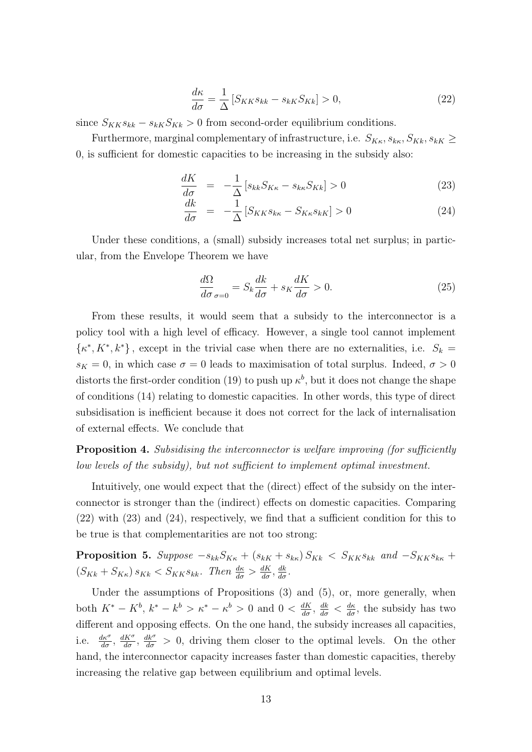$$
\frac{d\kappa}{d\sigma} = \frac{1}{\Delta}\left[S_{KK}s_{kk} - s_{kK}S_{Kk}\right] > 0, \tag{22}
$$

since $S_{KK}s_{kk} - s_{kK}S_{Kk} > 0$ from second-order equilibrium conditions.

Furthermore, marginal complementary of infrastructure, i.e. $S_{K\kappa}, s_{k\kappa}, S_{Kk}, s_{kK} \geq 0$, is sufficient for domestic capacities to be increasing in the subsidy also:

$$
\begin{aligned}
\frac{dK}{d\sigma} &= -\frac{1}{\Delta}\left[s_{kk}S_{K\kappa} - s_{k\kappa}S_{Kk}\right] > 0 \qquad (23) \\
\frac{dk}{d\sigma} &= -\frac{1}{\Delta}\left[S_{KK}s_{k\kappa} - S_{K\kappa}s_{kK}\right] > 0 \qquad (24)
\end{aligned}
$$

Under these conditions, a (small) subsidy increases total net surplus; in particular, from the Envelope Theorem we have

$$
\frac{d\Omega}{d\sigma}_{\sigma=0} = S_k\frac{dk}{d\sigma} + s_K\frac{dK}{d\sigma} > 0. \tag{25}
$$

From these results, it would seem that a subsidy to the interconnector is a policy tool with a high level of efficacy. However, a single tool cannot implement $\{\kappa^*, K^*, k^*\}$, except in the trivial case when there are no externalities, i.e. $S_k = s_K = 0$, in which case $\sigma = 0$ leads to maximisation of total surplus. Indeed, $\sigma > 0$ distorts the first-order condition (19) to push up $\kappa^b$, but it does not change the shape of conditions (14) relating to domestic capacities. In other words, this type of direct subsidisation is inefficient because it does not correct for the lack of internalisation of external effects. We conclude that

**Proposition 4.** *Subsidising the interconnector is welfare improving (for sufficiently low levels of the subsidy), but not sufficient to implement optimal investment.*

Intuitively, one would expect that the (direct) effect of the subsidy on the interconnector is stronger than the (indirect) effects on domestic capacities. Comparing (22) with (23) and (24), respectively, we find that a sufficient condition for this to be true is that complementarities are not too strong:

**Proposition 5.** *Suppose* $-s_{kk}S_{K\kappa} + (s_{kK} + s_{k\kappa})\,S_{Kk} < S_{KK}s_{kk}$ *and* $-S_{KK}s_{k\kappa} + (S_{Kk} + S_{K\kappa})\,s_{Kk} < S_{KK}s_{kk}$*. Then* $\frac{d\kappa}{d\sigma} > \frac{dK}{d\sigma}, \frac{dk}{d\sigma}$*.*

Under the assumptions of Propositions (3) and (5), or, more generally, when both $K^* - K^b$, $k^* - k^b > \kappa^* - \kappa^b > 0$ and $0 < \frac{dK}{d\sigma}, \frac{dk}{d\sigma} < \frac{d\kappa}{d\sigma}$, the subsidy has two different and opposing effects. On the one hand, the subsidy increases all capacities, i.e. $\frac{d\kappa^\sigma}{d\sigma}, \frac{dK^\sigma}{d\sigma}, \frac{dk^\sigma}{d\sigma} > 0$, driving them closer to the optimal levels. On the other hand, the interconnector capacity increases faster than domestic capacities, thereby increasing the relative gap between equilibrium and optimal levels.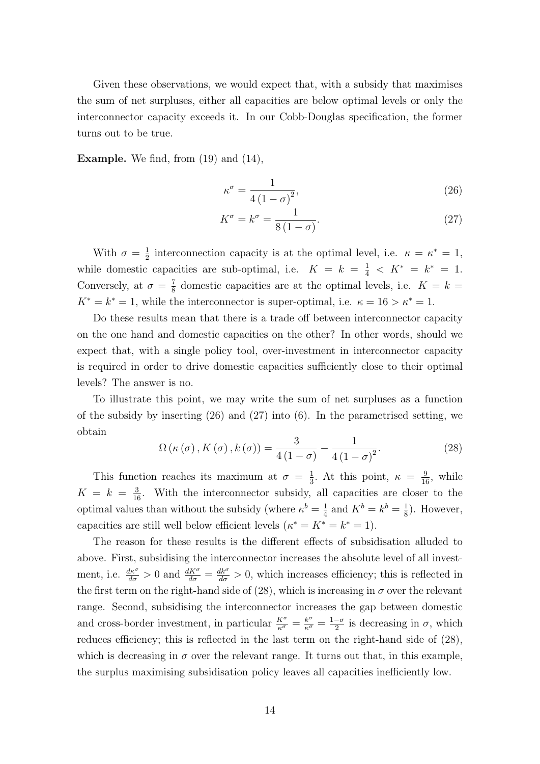Given these observations, we would expect that, with a subsidy that maximises the sum of net surpluses, either all capacities are below optimal levels or only the interconnector capacity exceeds it. In our Cobb-Douglas specification, the former turns out to be true.

**Example.** We find, from (19) and (14),

$$\kappa^{\sigma} = \frac{1}{4(1-\sigma)^2}, \tag{26}$$

$$K^{\sigma} = k^{\sigma} = \frac{1}{8(1-\sigma)}. \tag{27}$$

With $\sigma = \frac{1}{2}$ interconnection capacity is at the optimal level, i.e. $\kappa = \kappa^* = 1$, while domestic capacities are sub-optimal, i.e. $K = k = \frac{1}{4} < K^* = k^* = 1$. Conversely, at $\sigma = \frac{7}{8}$ domestic capacities are at the optimal levels, i.e. $K = k = K^* = k^* = 1$, while the interconnector is super-optimal, i.e. $\kappa = 16 > \kappa^* = 1$.

Do these results mean that there is a trade off between interconnector capacity on the one hand and domestic capacities on the other? In other words, should we expect that, with a single policy tool, over-investment in interconnector capacity is required in order to drive domestic capacities sufficiently close to their optimal levels? The answer is no.

To illustrate this point, we may write the sum of net surpluses as a function of the subsidy by inserting (26) and (27) into (6). In the parametrised setting, we obtain

$$\Omega(\kappa(\sigma), K(\sigma), k(\sigma)) = \frac{3}{4(1-\sigma)} - \frac{1}{4(1-\sigma)^2}. \tag{28}$$

This function reaches its maximum at $\sigma = \frac{1}{3}$. At this point, $\kappa = \frac{9}{16}$, while $K = k = \frac{3}{16}$. With the interconnector subsidy, all capacities are closer to the optimal values than without the subsidy (where $\kappa^b = \frac{1}{4}$ and $K^b = k^b = \frac{1}{8}$). However, capacities are still well below efficient levels ($\kappa^* = K^* = k^* = 1$).

The reason for these results is the different effects of subsidisation alluded to above. First, subsidising the interconnector increases the absolute level of all investment, i.e. $\frac{d\kappa^{\sigma}}{d\sigma} > 0$ and $\frac{dK^{\sigma}}{d\sigma} = \frac{dk^{\sigma}}{d\sigma} > 0$, which increases efficiency; this is reflected in the first term on the right-hand side of (28), which is increasing in $\sigma$ over the relevant range. Second, subsidising the interconnector increases the gap between domestic and cross-border investment, in particular $\frac{K^{\sigma}}{\kappa^{\sigma}} = \frac{k^{\sigma}}{\kappa^{\sigma}} = \frac{1-\sigma}{2}$ is decreasing in $\sigma$, which reduces efficiency; this is reflected in the last term on the right-hand side of (28), which is decreasing in $\sigma$ over the relevant range. It turns out that, in this example, the surplus maximising subsidisation policy leaves all capacities inefficiently low.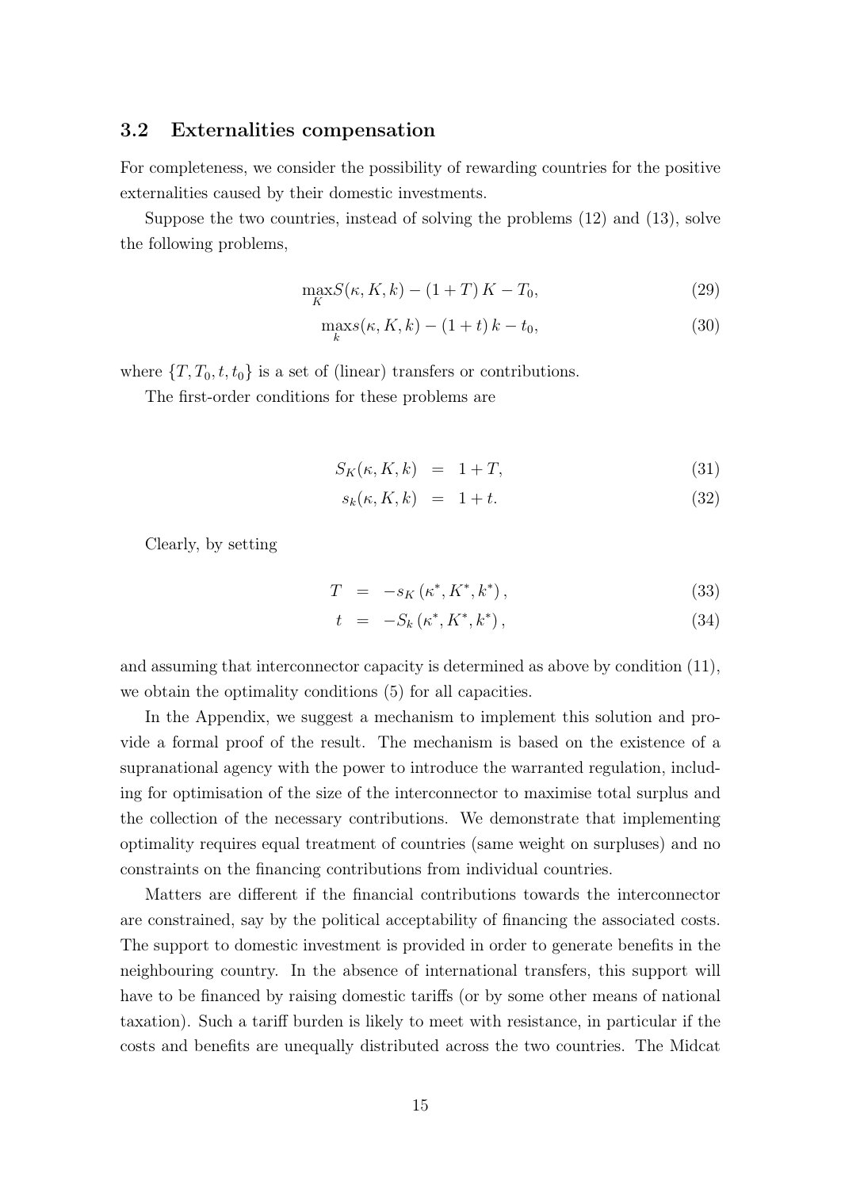### 3.2 Externalities compensation

For completeness, we consider the possibility of rewarding countries for the positive externalities caused by their domestic investments.

Suppose the two countries, instead of solving the problems (12) and (13), solve the following problems,

$$\max_K S(\kappa, K, k) - (1+T)\,K - T_0, \tag{29}$$

$$\max_k s(\kappa, K, k) - (1+t)\,k - t_0, \tag{30}$$

where $\{T, T_0, t, t_0\}$ is a set of (linear) transfers or contributions.

The first-order conditions for these problems are

$$S_K(\kappa, K, k) \;=\; 1 + T, \tag{31}$$

$$s_k(\kappa, K, k) \;=\; 1 + t. \tag{32}$$

Clearly, by setting

$$T \;=\; -s_K\left(\kappa^*, K^*, k^*\right), \tag{33}$$

$$t \;=\; -S_k\left(\kappa^*, K^*, k^*\right), \tag{34}$$

and assuming that interconnector capacity is determined as above by condition (11), we obtain the optimality conditions (5) for all capacities.

In the Appendix, we suggest a mechanism to implement this solution and provide a formal proof of the result. The mechanism is based on the existence of a supranational agency with the power to introduce the warranted regulation, including for optimisation of the size of the interconnector to maximise total surplus and the collection of the necessary contributions. We demonstrate that implementing optimality requires equal treatment of countries (same weight on surpluses) and no constraints on the financing contributions from individual countries.

Matters are different if the financial contributions towards the interconnector are constrained, say by the political acceptability of financing the associated costs. The support to domestic investment is provided in order to generate benefits in the neighbouring country. In the absence of international transfers, this support will have to be financed by raising domestic tariffs (or by some other means of national taxation). Such a tariff burden is likely to meet with resistance, in particular if the costs and benefits are unequally distributed across the two countries. The Midcat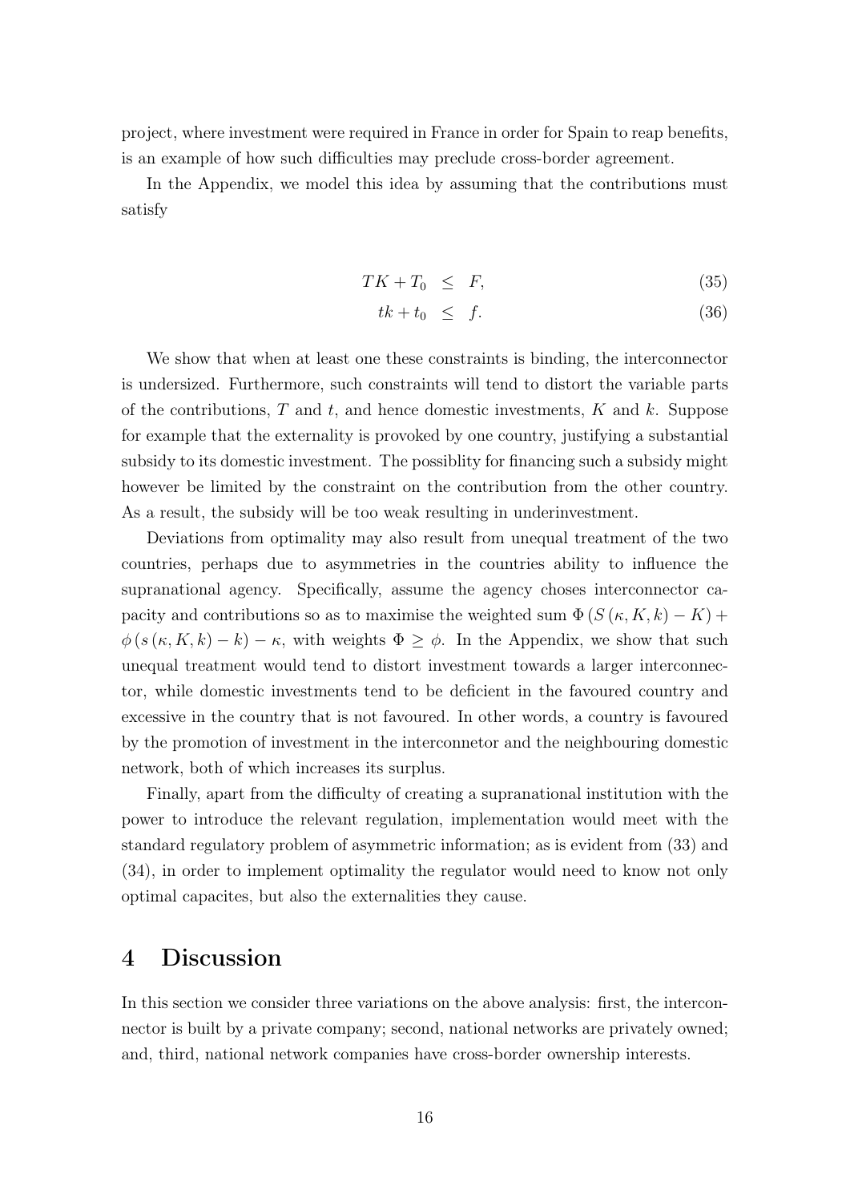project, where investment were required in France in order for Spain to reap benefits, is an example of how such difficulties may preclude cross-border agreement.

In the Appendix, we model this idea by assuming that the contributions must satisfy

$$TK + T_0 \leq F, \tag{35}$$

$$tk + t_0 \leq f. \tag{36}$$

We show that when at least one these constraints is binding, the interconnector is undersized. Furthermore, such constraints will tend to distort the variable parts of the contributions, $T$ and $t$, and hence domestic investments, $K$ and $k$. Suppose for example that the externality is provoked by one country, justifying a substantial subsidy to its domestic investment. The possiblity for financing such a subsidy might however be limited by the constraint on the contribution from the other country. As a result, the subsidy will be too weak resulting in underinvestment.

Deviations from optimality may also result from unequal treatment of the two countries, perhaps due to asymmetries in the countries ability to influence the supranational agency. Specifically, assume the agency choses interconnector capacity and contributions so as to maximise the weighted sum $\Phi (S(\kappa, K, k) - K) + \phi (s(\kappa, K, k) - k) - \kappa$, with weights $\Phi \geq \phi$. In the Appendix, we show that such unequal treatment would tend to distort investment towards a larger interconnector, while domestic investments tend to be deficient in the favoured country and excessive in the country that is not favoured. In other words, a country is favoured by the promotion of investment in the interconnetor and the neighbouring domestic network, both of which increases its surplus.

Finally, apart from the difficulty of creating a supranational institution with the power to introduce the relevant regulation, implementation would meet with the standard regulatory problem of asymmetric information; as is evident from (33) and (34), in order to implement optimality the regulator would need to know not only optimal capacites, but also the externalities they cause.

# 4 Discussion

In this section we consider three variations on the above analysis: first, the interconnector is built by a private company; second, national networks are privately owned; and, third, national network companies have cross-border ownership interests.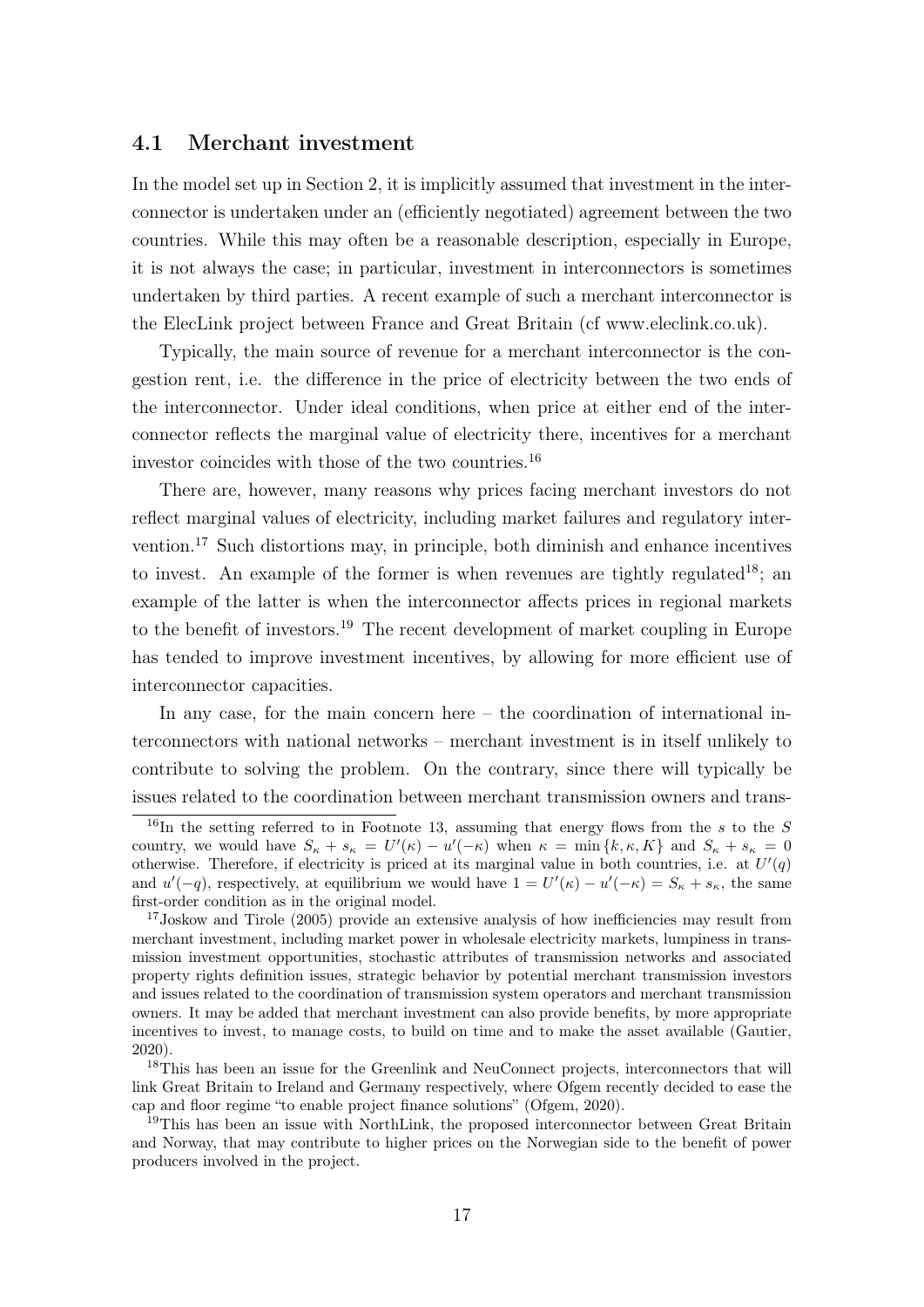### 4.1 Merchant investment

In the model set up in Section 2, it is implicitly assumed that investment in the interconnector is undertaken under an (efficiently negotiated) agreement between the two countries. While this may often be a reasonable description, especially in Europe, it is not always the case; in particular, investment in interconnectors is sometimes undertaken by third parties. A recent example of such a merchant interconnector is the ElecLink project between France and Great Britain (cf www.eleclink.co.uk).

Typically, the main source of revenue for a merchant interconnector is the congestion rent, i.e. the difference in the price of electricity between the two ends of the interconnector. Under ideal conditions, when price at either end of the interconnector reflects the marginal value of electricity there, incentives for a merchant investor coincides with those of the two countries.[16]

There are, however, many reasons why prices facing merchant investors do not reflect marginal values of electricity, including market failures and regulatory intervention.[17] Such distortions may, in principle, both diminish and enhance incentives to invest. An example of the former is when revenues are tightly regulated[18]; an example of the latter is when the interconnector affects prices in regional markets to the benefit of investors.[19] The recent development of market coupling in Europe has tended to improve investment incentives, by allowing for more efficient use of interconnector capacities.

In any case, for the main concern here – the coordination of international interconnectors with national networks – merchant investment is in itself unlikely to contribute to solving the problem. On the contrary, since there will typically be issues related to the coordination between merchant transmission owners and trans-

[16] In the setting referred to in Footnote 13, assuming that energy flows from the $s$ to the $S$ country, we would have $S_\kappa + s_\kappa = U'(\kappa) - u'(-\kappa)$ when $\kappa = \min\{k, \kappa, K\}$ and $S_\kappa + s_\kappa = 0$ otherwise. Therefore, if electricity is priced at its marginal value in both countries, i.e. at $U'(q)$ and $u'(-q)$, respectively, at equilibrium we would have $1 = U'(\kappa) - u'(-\kappa) = S_\kappa + s_\kappa$, the same first-order condition as in the original model.

[17] Joskow and Tirole (2005) provide an extensive analysis of how inefficiencies may result from merchant investment, including market power in wholesale electricity markets, lumpiness in transmission investment opportunities, stochastic attributes of transmission networks and associated property rights definition issues, strategic behavior by potential merchant transmission investors and issues related to the coordination of transmission system operators and merchant transmission owners. It may be added that merchant investment can also provide benefits, by more appropriate incentives to invest, to manage costs, to build on time and to make the asset available (Gautier, 2020).

[18] This has been an issue for the Greenlink and NeuConnect projects, interconnectors that will link Great Britain to Ireland and Germany respectively, where Ofgem recently decided to ease the cap and floor regime "to enable project finance solutions" (Ofgem, 2020).

[19] This has been an issue with NorthLink, the proposed interconnector between Great Britain and Norway, that may contribute to higher prices on the Norwegian side to the benefit of power producers involved in the project.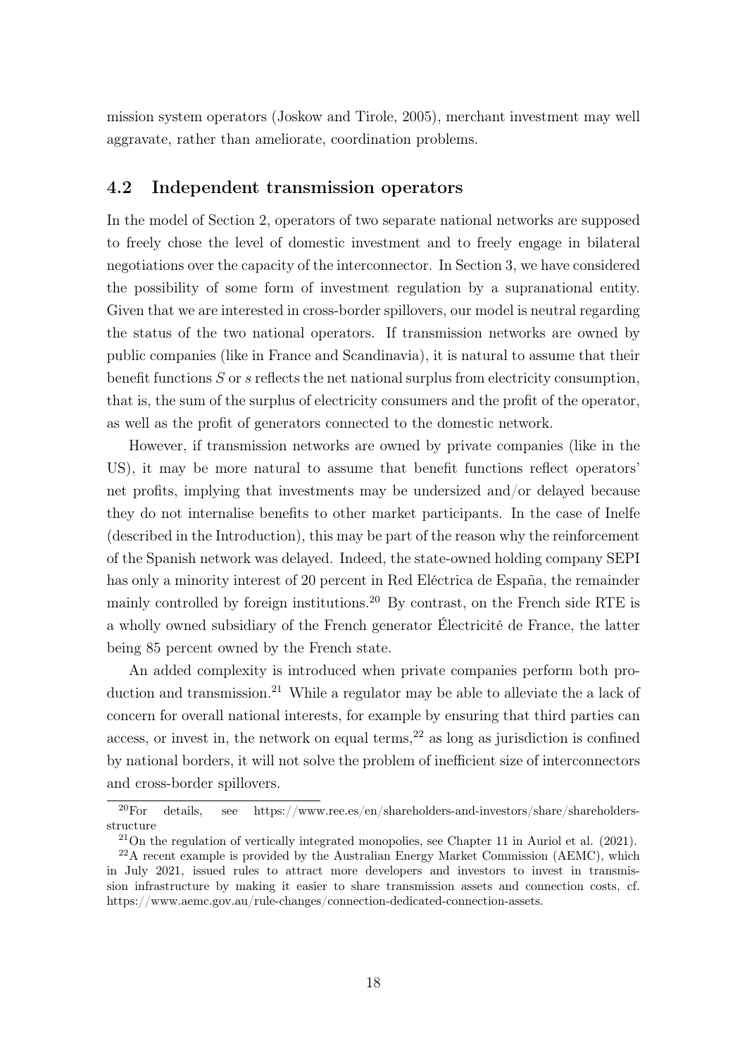mission system operators (Joskow and Tirole, 2005), merchant investment may well aggravate, rather than ameliorate, coordination problems.

### 4.2 Independent transmission operators

In the model of Section 2, operators of two separate national networks are supposed to freely chose the level of domestic investment and to freely engage in bilateral negotiations over the capacity of the interconnector. In Section 3, we have considered the possibility of some form of investment regulation by a supranational entity. Given that we are interested in cross-border spillovers, our model is neutral regarding the status of the two national operators. If transmission networks are owned by public companies (like in France and Scandinavia), it is natural to assume that their benefit functions $S$ or $s$ reflects the net national surplus from electricity consumption, that is, the sum of the surplus of electricity consumers and the profit of the operator, as well as the profit of generators connected to the domestic network.

However, if transmission networks are owned by private companies (like in the US), it may be more natural to assume that benefit functions reflect operators' net profits, implying that investments may be undersized and/or delayed because they do not internalise benefits to other market participants. In the case of Inelfe (described in the Introduction), this may be part of the reason why the reinforcement of the Spanish network was delayed. Indeed, the state-owned holding company SEPI has only a minority interest of 20 percent in Red Eléctrica de España, the remainder mainly controlled by foreign institutions.[20] By contrast, on the French side RTE is a wholly owned subsidiary of the French generator Électricité de France, the latter being 85 percent owned by the French state.

An added complexity is introduced when private companies perform both production and transmission.[21] While a regulator may be able to alleviate the a lack of concern for overall national interests, for example by ensuring that third parties can access, or invest in, the network on equal terms,[22] as long as jurisdiction is confined by national borders, it will not solve the problem of inefficient size of interconnectors and cross-border spillovers.

[20] For details, see https://www.ree.es/en/shareholders-and-investors/share/shareholders-structure

[21] On the regulation of vertically integrated monopolies, see Chapter 11 in Auriol et al. (2021).

[22] A recent example is provided by the Australian Energy Market Commission (AEMC), which in July 2021, issued rules to attract more developers and investors to invest in transmission infrastructure by making it easier to share transmission assets and connection costs, cf. https://www.aemc.gov.au/rule-changes/connection-dedicated-connection-assets.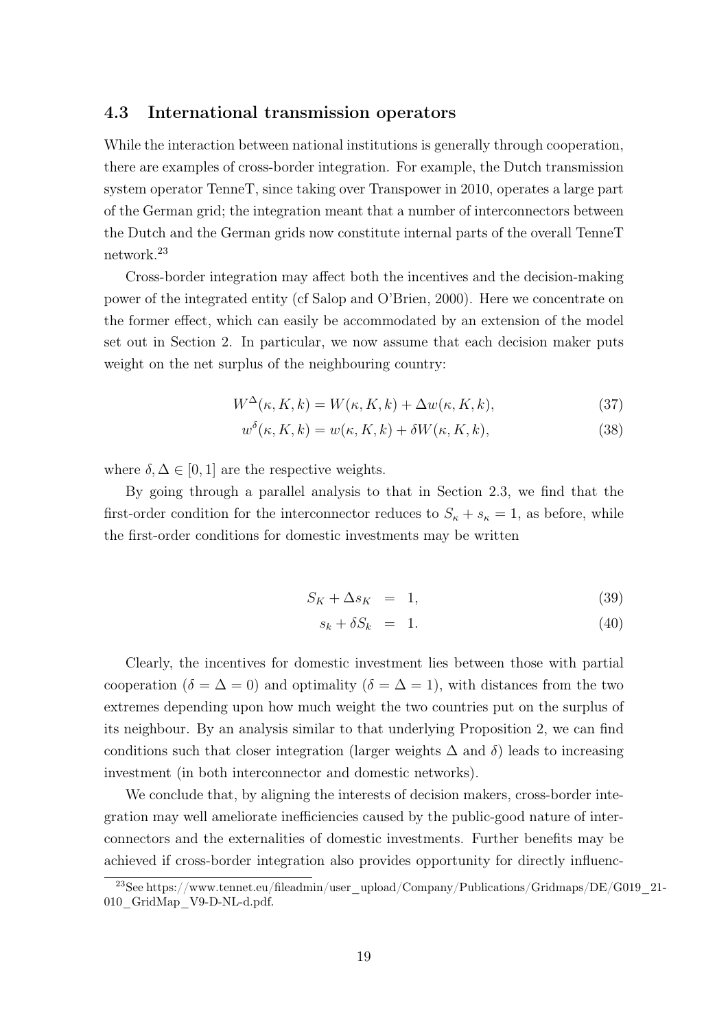### 4.3 International transmission operators

While the interaction between national institutions is generally through cooperation, there are examples of cross-border integration. For example, the Dutch transmission system operator TenneT, since taking over Transpower in 2010, operates a large part of the German grid; the integration meant that a number of interconnectors between the Dutch and the German grids now constitute internal parts of the overall TenneT network.[23]

Cross-border integration may affect both the incentives and the decision-making power of the integrated entity (cf Salop and O'Brien, 2000). Here we concentrate on the former effect, which can easily be accommodated by an extension of the model set out in Section 2. In particular, we now assume that each decision maker puts weight on the net surplus of the neighbouring country:

$$W^{\Delta}(\kappa, K, k) = W(\kappa, K, k) + \Delta w(\kappa, K, k), \tag{37}$$

$$w^{\delta}(\kappa, K, k) = w(\kappa, K, k) + \delta W(\kappa, K, k), \tag{38}$$

where $\delta, \Delta \in [0, 1]$ are the respective weights.

By going through a parallel analysis to that in Section 2.3, we find that the first-order condition for the interconnector reduces to $S_\kappa + s_\kappa = 1$, as before, while the first-order conditions for domestic investments may be written

$$S_K + \Delta s_K = 1, \tag{39}$$

$$s_k + \delta S_k = 1. \tag{40}$$

Clearly, the incentives for domestic investment lies between those with partial cooperation ($\delta = \Delta = 0$) and optimality ($\delta = \Delta = 1$), with distances from the two extremes depending upon how much weight the two countries put on the surplus of its neighbour. By an analysis similar to that underlying Proposition 2, we can find conditions such that closer integration (larger weights $\Delta$ and $\delta$) leads to increasing investment (in both interconnector and domestic networks).

We conclude that, by aligning the interests of decision makers, cross-border integration may well ameliorate inefficiencies caused by the public-good nature of interconnectors and the externalities of domestic investments. Further benefits may be achieved if cross-border integration also provides opportunity for directly influenc-

[23] See https://www.tennet.eu/fileadmin/user_upload/Company/Publications/Gridmaps/DE/G019_21-010_GridMap_V9-D-NL-d.pdf.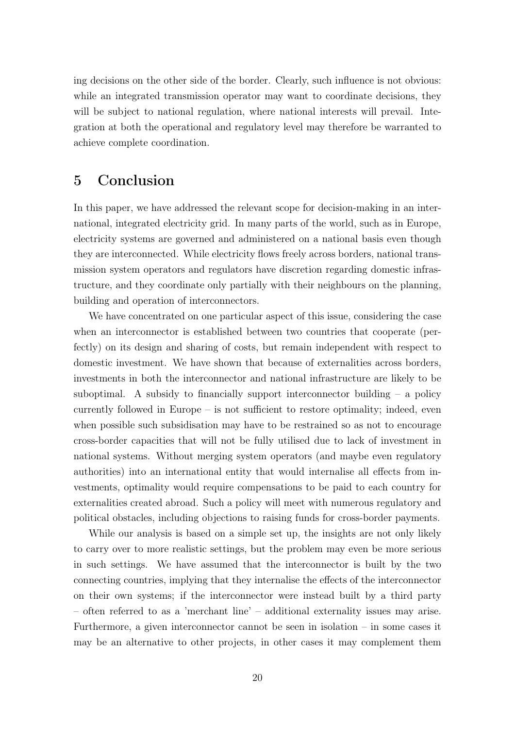ing decisions on the other side of the border. Clearly, such influence is not obvious: while an integrated transmission operator may want to coordinate decisions, they will be subject to national regulation, where national interests will prevail. Integration at both the operational and regulatory level may therefore be warranted to achieve complete coordination.

## 5 Conclusion

In this paper, we have addressed the relevant scope for decision-making in an international, integrated electricity grid. In many parts of the world, such as in Europe, electricity systems are governed and administered on a national basis even though they are interconnected. While electricity flows freely across borders, national transmission system operators and regulators have discretion regarding domestic infrastructure, and they coordinate only partially with their neighbours on the planning, building and operation of interconnectors.

We have concentrated on one particular aspect of this issue, considering the case when an interconnector is established between two countries that cooperate (perfectly) on its design and sharing of costs, but remain independent with respect to domestic investment. We have shown that because of externalities across borders, investments in both the interconnector and national infrastructure are likely to be suboptimal. A subsidy to financially support interconnector building – a policy currently followed in Europe – is not sufficient to restore optimality; indeed, even when possible such subsidisation may have to be restrained so as not to encourage cross-border capacities that will not be fully utilised due to lack of investment in national systems. Without merging system operators (and maybe even regulatory authorities) into an international entity that would internalise all effects from investments, optimality would require compensations to be paid to each country for externalities created abroad. Such a policy will meet with numerous regulatory and political obstacles, including objections to raising funds for cross-border payments.

While our analysis is based on a simple set up, the insights are not only likely to carry over to more realistic settings, but the problem may even be more serious in such settings. We have assumed that the interconnector is built by the two connecting countries, implying that they internalise the effects of the interconnector on their own systems; if the interconnector were instead built by a third party – often referred to as a 'merchant line' – additional externality issues may arise. Furthermore, a given interconnector cannot be seen in isolation – in some cases it may be an alternative to other projects, in other cases it may complement them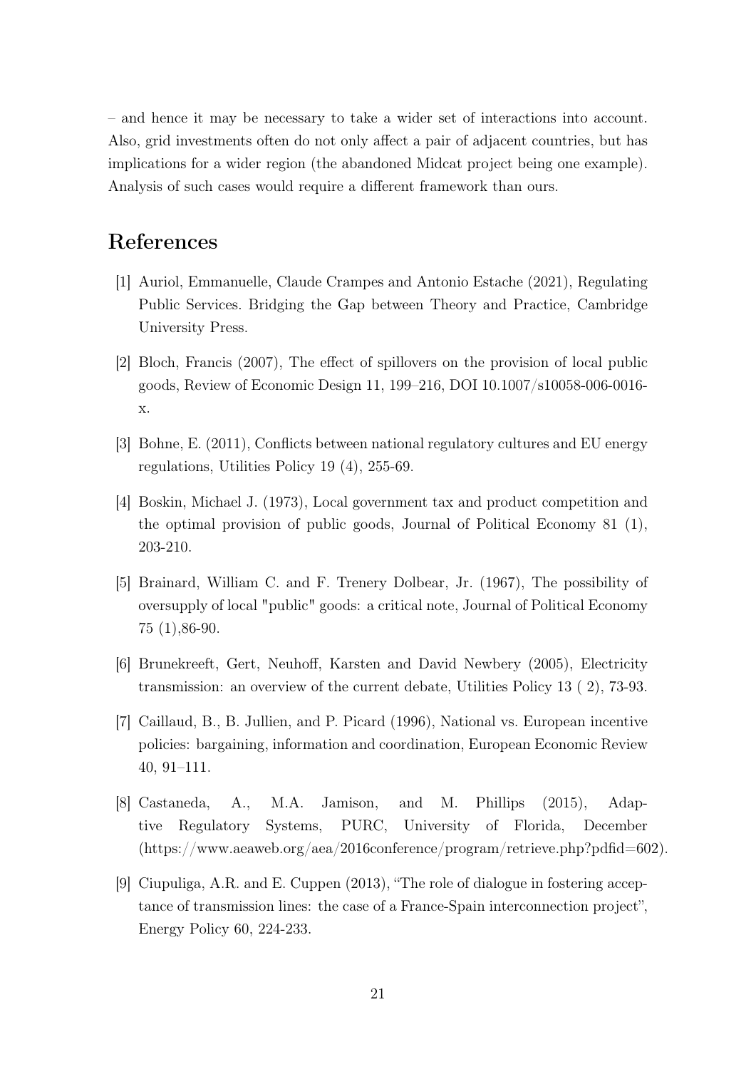– and hence it may be necessary to take a wider set of interactions into account. Also, grid investments often do not only affect a pair of adjacent countries, but has implications for a wider region (the abandoned Midcat project being one example). Analysis of such cases would require a different framework than ours.

# References

[1] Auriol, Emmanuelle, Claude Crampes and Antonio Estache (2021), Regulating Public Services. Bridging the Gap between Theory and Practice, Cambridge University Press.

[2] Bloch, Francis (2007), The effect of spillovers on the provision of local public goods, Review of Economic Design 11, 199–216, DOI 10.1007/s10058-006-0016-x.

[3] Bohne, E. (2011), Conflicts between national regulatory cultures and EU energy regulations, Utilities Policy 19 (4), 255-69.

[4] Boskin, Michael J. (1973), Local government tax and product competition and the optimal provision of public goods, Journal of Political Economy 81 (1), 203-210.

[5] Brainard, William C. and F. Trenery Dolbear, Jr. (1967), The possibility of oversupply of local "public" goods: a critical note, Journal of Political Economy 75 (1),86-90.

[6] Brunekreeft, Gert, Neuhoff, Karsten and David Newbery (2005), Electricity transmission: an overview of the current debate, Utilities Policy 13 ( 2), 73-93.

[7] Caillaud, B., B. Jullien, and P. Picard (1996), National vs. European incentive policies: bargaining, information and coordination, European Economic Review 40, 91–111.

[8] Castaneda, A., M.A. Jamison, and M. Phillips (2015), Adaptive Regulatory Systems, PURC, University of Florida, December (https://www.aeaweb.org/aea/2016conference/program/retrieve.php?pdfid=602).

[9] Ciupuliga, A.R. and E. Cuppen (2013), "The role of dialogue in fostering acceptance of transmission lines: the case of a France-Spain interconnection project", Energy Policy 60, 224-233.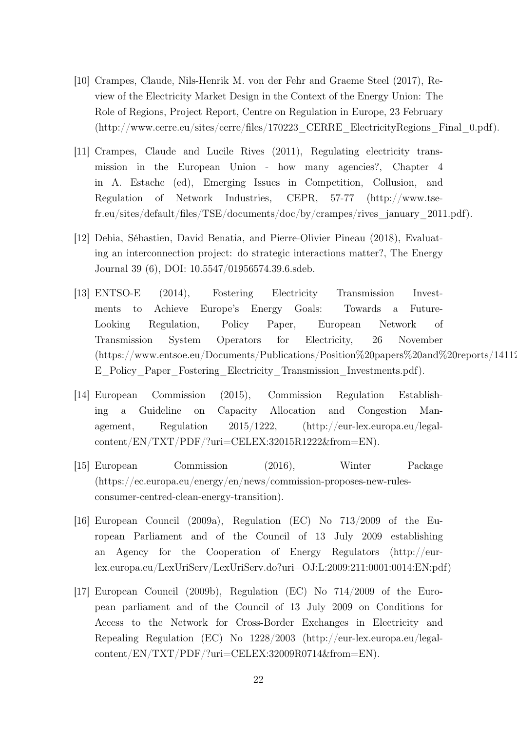[10] Crampes, Claude, Nils-Henrik M. von der Fehr and Graeme Steel (2017), Review of the Electricity Market Design in the Context of the Energy Union: The Role of Regions, Project Report, Centre on Regulation in Europe, 23 February (http://www.cerre.eu/sites/cerre/files/170223_CERRE_ElectricityRegions_Final_0.pdf).

[11] Crampes, Claude and Lucile Rives (2011), Regulating electricity transmission in the European Union - how many agencies?, Chapter 4 in A. Estache (ed), Emerging Issues in Competition, Collusion, and Regulation of Network Industries, CEPR, 57-77 (http://www.tse-fr.eu/sites/default/files/TSE/documents/doc/by/crampes/rives_january_2011.pdf).

[12] Debia, Sébastien, David Benatia, and Pierre-Olivier Pineau (2018), Evaluating an interconnection project: do strategic interactions matter?, The Energy Journal 39 (6), DOI: 10.5547/01956574.39.6.sdeb.

[13] ENTSO-E (2014), Fostering Electricity Transmission Investments to Achieve Europe's Energy Goals: Towards a Future-Looking Regulation, Policy Paper, European Network of Transmission System Operators for Electricity, 26 November (https://www.entsoe.eu/Documents/Publications/Position%20papers%20and%20reports/14112 E_Policy_Paper_Fostering_Electricity_Transmission_Investments.pdf).

[14] European Commission (2015), Commission Regulation Establishing a Guideline on Capacity Allocation and Congestion Management, Regulation 2015/1222, (http://eur-lex.europa.eu/legal-content/EN/TXT/PDF/?uri=CELEX:32015R1222&from=EN).

[15] European Commission (2016), Winter Package (https://ec.europa.eu/energy/en/news/commission-proposes-new-rules-consumer-centred-clean-energy-transition).

[16] European Council (2009a), Regulation (EC) No 713/2009 of the European Parliament and of the Council of 13 July 2009 establishing an Agency for the Cooperation of Energy Regulators (http://eur-lex.europa.eu/LexUriServ/LexUriServ.do?uri=OJ:L:2009:211:0001:0014:EN:pdf)

[17] European Council (2009b), Regulation (EC) No 714/2009 of the European parliament and of the Council of 13 July 2009 on Conditions for Access to the Network for Cross-Border Exchanges in Electricity and Repealing Regulation (EC) No 1228/2003 (http://eur-lex.europa.eu/legal-content/EN/TXT/PDF/?uri=CELEX:32009R0714&from=EN).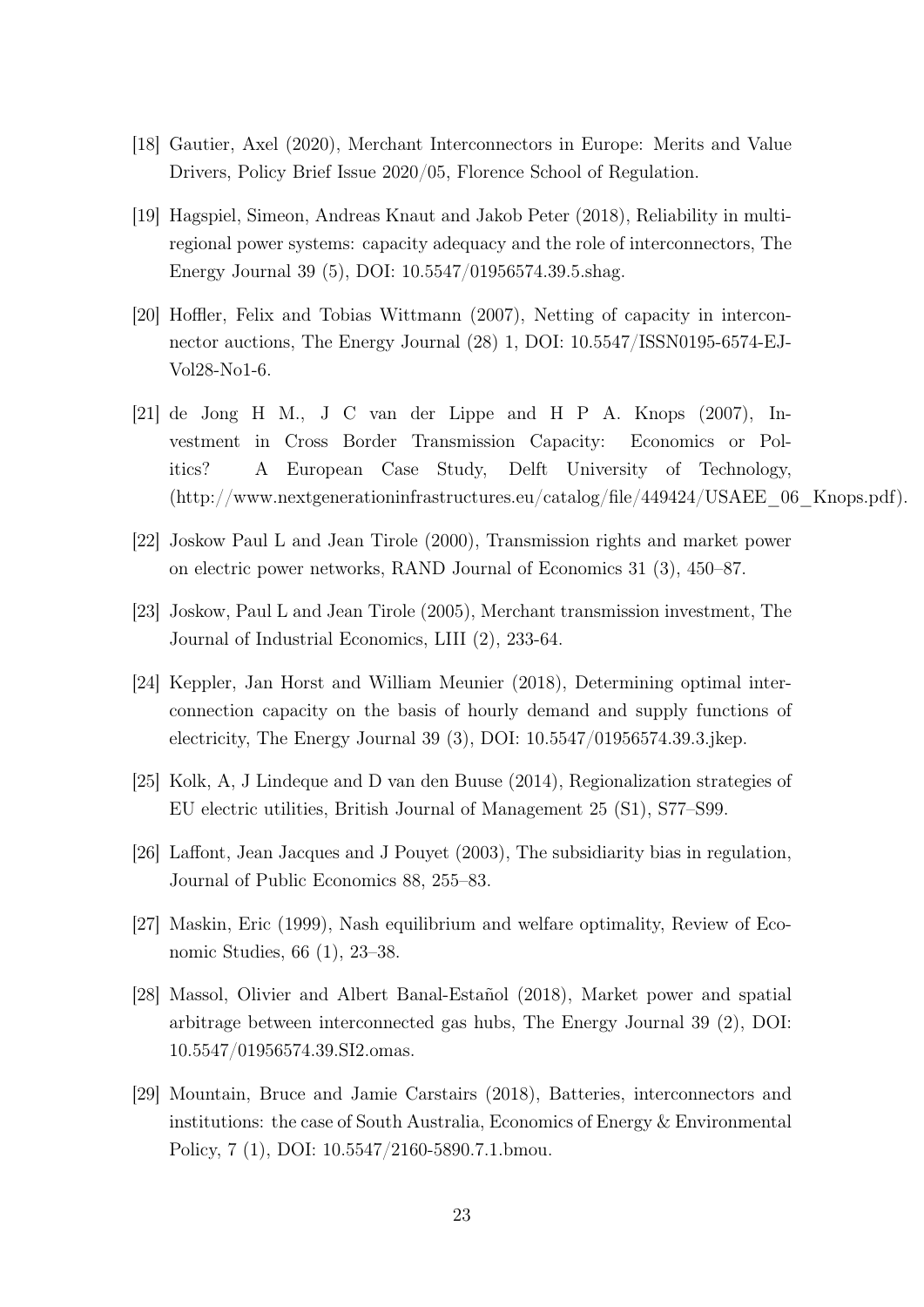[18] Gautier, Axel (2020), Merchant Interconnectors in Europe: Merits and Value Drivers, Policy Brief Issue 2020/05, Florence School of Regulation.

[19] Hagspiel, Simeon, Andreas Knaut and Jakob Peter (2018), Reliability in multi-regional power systems: capacity adequacy and the role of interconnectors, The Energy Journal 39 (5), DOI: 10.5547/01956574.39.5.shag.

[20] Hoffler, Felix and Tobias Wittmann (2007), Netting of capacity in interconnector auctions, The Energy Journal (28) 1, DOI: 10.5547/ISSN0195-6574-EJ-Vol28-No1-6.

[21] de Jong H M., J C van der Lippe and H P A. Knops (2007), Investment in Cross Border Transmission Capacity: Economics or Politics? A European Case Study, Delft University of Technology, (http://www.nextgenerationinfrastructures.eu/catalog/file/449424/USAEE_06_Knops.pdf).

[22] Joskow Paul L and Jean Tirole (2000), Transmission rights and market power on electric power networks, RAND Journal of Economics 31 (3), 450–87.

[23] Joskow, Paul L and Jean Tirole (2005), Merchant transmission investment, The Journal of Industrial Economics, LIII (2), 233-64.

[24] Keppler, Jan Horst and William Meunier (2018), Determining optimal interconnection capacity on the basis of hourly demand and supply functions of electricity, The Energy Journal 39 (3), DOI: 10.5547/01956574.39.3.jkep.

[25] Kolk, A, J Lindeque and D van den Buuse (2014), Regionalization strategies of EU electric utilities, British Journal of Management 25 (S1), S77–S99.

[26] Laffont, Jean Jacques and J Pouyet (2003), The subsidiarity bias in regulation, Journal of Public Economics 88, 255–83.

[27] Maskin, Eric (1999), Nash equilibrium and welfare optimality, Review of Economic Studies, 66 (1), 23–38.

[28] Massol, Olivier and Albert Banal-Estañol (2018), Market power and spatial arbitrage between interconnected gas hubs, The Energy Journal 39 (2), DOI: 10.5547/01956574.39.SI2.omas.

[29] Mountain, Bruce and Jamie Carstairs (2018), Batteries, interconnectors and institutions: the case of South Australia, Economics of Energy & Environmental Policy, 7 (1), DOI: 10.5547/2160-5890.7.1.bmou.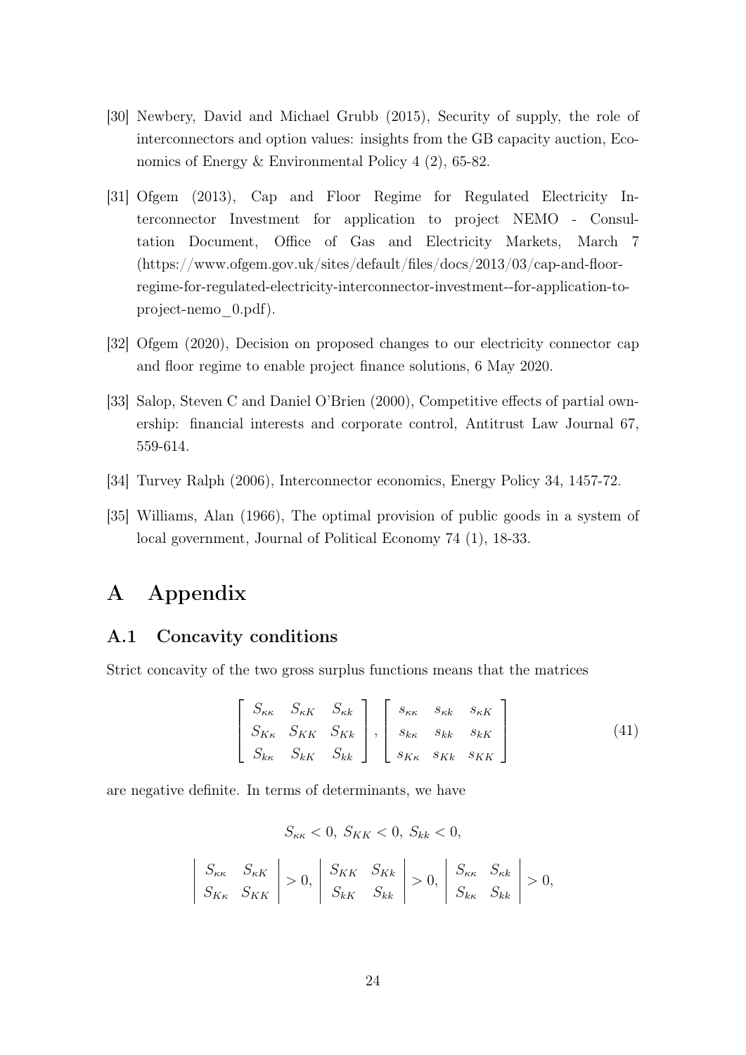[30] Newbery, David and Michael Grubb (2015), Security of supply, the role of interconnectors and option values: insights from the GB capacity auction, Economics of Energy & Environmental Policy 4 (2), 65-82.

[31] Ofgem (2013), Cap and Floor Regime for Regulated Electricity Interconnector Investment for application to project NEMO - Consultation Document, Office of Gas and Electricity Markets, March 7 (https://www.ofgem.gov.uk/sites/default/files/docs/2013/03/cap-and-floor-regime-for-regulated-electricity-interconnector-investment--for-application-to-project-nemo_0.pdf).

[32] Ofgem (2020), Decision on proposed changes to our electricity connector cap and floor regime to enable project finance solutions, 6 May 2020.

[33] Salop, Steven C and Daniel O'Brien (2000), Competitive effects of partial ownership: financial interests and corporate control, Antitrust Law Journal 67, 559-614.

[34] Turvey Ralph (2006), Interconnector economics, Energy Policy 34, 1457-72.

[35] Williams, Alan (1966), The optimal provision of public goods in a system of local government, Journal of Political Economy 74 (1), 18-33.

# A Appendix

## A.1 Concavity conditions

Strict concavity of the two gross surplus functions means that the matrices

$$\begin{bmatrix} S_{\kappa\kappa} & S_{\kappa K} & S_{\kappa k} \\ S_{K\kappa} & S_{KK} & S_{Kk} \\ S_{k\kappa} & S_{kK} & S_{kk} \end{bmatrix}, \begin{bmatrix} s_{\kappa\kappa} & s_{\kappa k} & s_{\kappa K} \\ s_{k\kappa} & s_{kk} & s_{kK} \\ s_{K\kappa} & s_{Kk} & s_{KK} \end{bmatrix} \tag{41}$$

are negative definite. In terms of determinants, we have

$$S_{\kappa\kappa} < 0, \; S_{KK} < 0, \; S_{kk} < 0,$$

$$\begin{vmatrix} S_{\kappa\kappa} & S_{\kappa K} \\ S_{K\kappa} & S_{KK} \end{vmatrix} > 0, \begin{vmatrix} S_{KK} & S_{Kk} \\ S_{kK} & S_{kk} \end{vmatrix} > 0, \begin{vmatrix} S_{\kappa\kappa} & S_{\kappa k} \\ S_{k\kappa} & S_{kk} \end{vmatrix} > 0,$$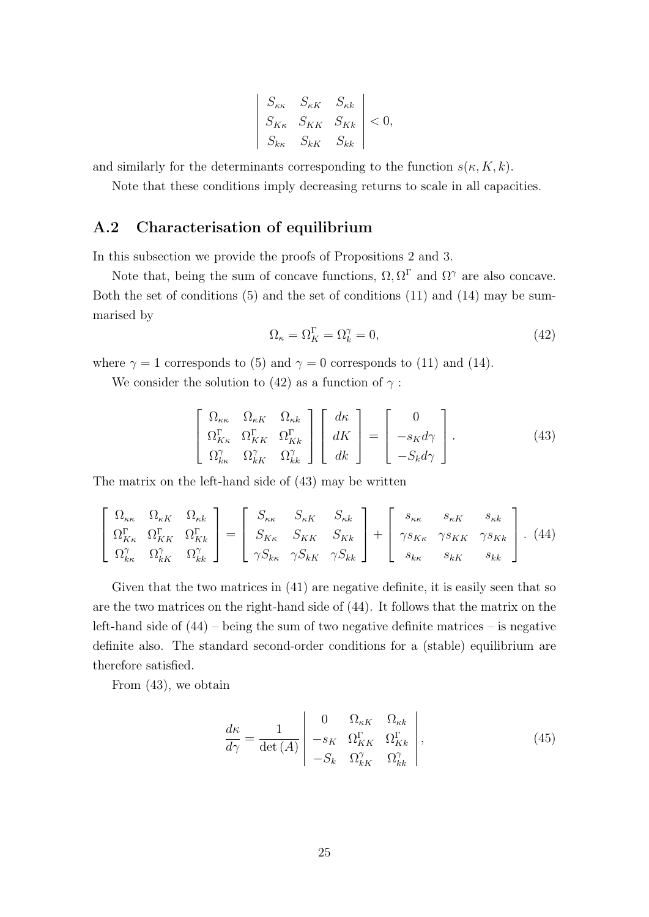$$
\begin{vmatrix}
S_{\kappa\kappa} & S_{\kappa K} & S_{\kappa k} \\
S_{K\kappa} & S_{KK} & S_{Kk} \\
S_{k\kappa} & S_{kK} & S_{kk}
\end{vmatrix} < 0,
$$

and similarly for the determinants corresponding to the function $s(\kappa, K, k)$.

Note that these conditions imply decreasing returns to scale in all capacities.

## A.2 Characterisation of equilibrium

In this subsection we provide the proofs of Propositions 2 and 3.

Note that, being the sum of concave functions, $\Omega, \Omega^{\Gamma}$ and $\Omega^{\gamma}$ are also concave. Both the set of conditions (5) and the set of conditions (11) and (14) may be summarised by

$$
\Omega_{\kappa} = \Omega^{\Gamma}_{K} = \Omega^{\gamma}_{k} = 0, \tag{42}
$$

where $\gamma = 1$ corresponds to (5) and $\gamma = 0$ corresponds to (11) and (14).

We consider the solution to (42) as a function of $\gamma$ :

$$
\begin{bmatrix}
\Omega_{\kappa\kappa} & \Omega_{\kappa K} & \Omega_{\kappa k} \\
\Omega^{\Gamma}_{K\kappa} & \Omega^{\Gamma}_{KK} & \Omega^{\Gamma}_{Kk} \\
\Omega^{\gamma}_{k\kappa} & \Omega^{\gamma}_{kK} & \Omega^{\gamma}_{kk}
\end{bmatrix}
\begin{bmatrix}
d\kappa \\ dK \\ dk
\end{bmatrix}
=
\begin{bmatrix}
0 \\ -s_K d\gamma \\ -S_k d\gamma
\end{bmatrix}. \tag{43}
$$

The matrix on the left-hand side of (43) may be written

$$
\begin{bmatrix}
\Omega_{\kappa\kappa} & \Omega_{\kappa K} & \Omega_{\kappa k} \\
\Omega^{\Gamma}_{K\kappa} & \Omega^{\Gamma}_{KK} & \Omega^{\Gamma}_{Kk} \\
\Omega^{\gamma}_{k\kappa} & \Omega^{\gamma}_{kK} & \Omega^{\gamma}_{kk}
\end{bmatrix}
=
\begin{bmatrix}
S_{\kappa\kappa} & S_{\kappa K} & S_{\kappa k} \\
S_{K\kappa} & S_{KK} & S_{Kk} \\
\gamma S_{k\kappa} & \gamma S_{kK} & \gamma S_{kk}
\end{bmatrix}
+
\begin{bmatrix}
s_{\kappa\kappa} & s_{\kappa K} & s_{\kappa k} \\
\gamma s_{K\kappa} & \gamma s_{KK} & \gamma s_{Kk} \\
s_{k\kappa} & s_{kK} & s_{kk}
\end{bmatrix}. \tag{44}
$$

Given that the two matrices in (41) are negative definite, it is easily seen that so are the two matrices on the right-hand side of (44). It follows that the matrix on the left-hand side of (44) – being the sum of two negative definite matrices – is negative definite also. The standard second-order conditions for a (stable) equilibrium are therefore satisfied.

From (43), we obtain

$$
\frac{d\kappa}{d\gamma} = \frac{1}{\det(A)}
\begin{vmatrix}
0 & \Omega_{\kappa K} & \Omega_{\kappa k} \\
-s_K & \Omega^{\Gamma}_{KK} & \Omega^{\Gamma}_{Kk} \\
-S_k & \Omega^{\gamma}_{kK} & \Omega^{\gamma}_{kk}
\end{vmatrix}, \tag{45}
$$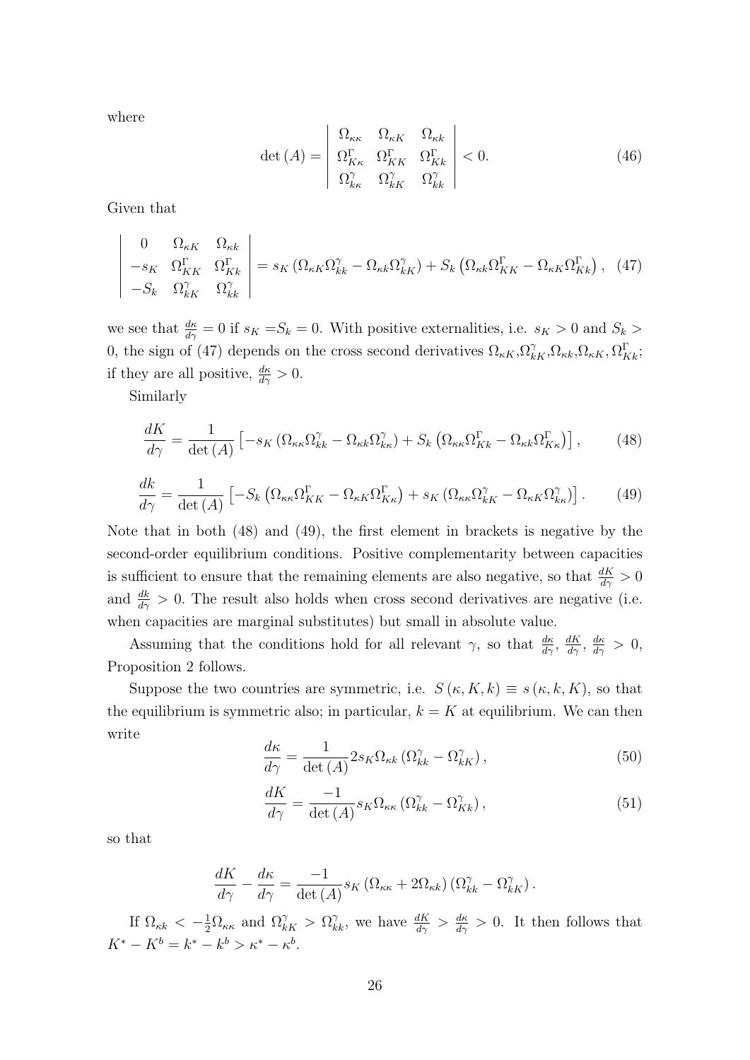where

$$\det(A) = \begin{vmatrix} \Omega_{\kappa\kappa} & \Omega_{\kappa K} & \Omega_{\kappa k} \\ \Omega^{\Gamma}_{K\kappa} & \Omega^{\Gamma}_{KK} & \Omega^{\Gamma}_{Kk} \\ \Omega^{\gamma}_{k\kappa} & \Omega^{\gamma}_{kK} & \Omega^{\gamma}_{kk} \end{vmatrix} < 0. \tag{46}$$

Given that

$$\begin{vmatrix} 0 & \Omega_{\kappa K} & \Omega_{\kappa k} \\ -s_K & \Omega^{\Gamma}_{KK} & \Omega^{\Gamma}_{Kk} \\ -S_k & \Omega^{\gamma}_{kK} & \Omega^{\gamma}_{kk} \end{vmatrix} = s_K \left(\Omega_{\kappa K}\Omega^{\gamma}_{kk} - \Omega_{\kappa k}\Omega^{\gamma}_{kK}\right) + S_k \left(\Omega_{\kappa k}\Omega^{\Gamma}_{KK} - \Omega_{\kappa K}\Omega^{\Gamma}_{Kk}\right), \tag{47}$$

we see that $\frac{d\kappa}{d\gamma} = 0$ if $s_K = S_k = 0$. With positive externalities, i.e. $s_K > 0$ and $S_k > 0$, the sign of (47) depends on the cross second derivatives $\Omega_{\kappa K}, \Omega^{\gamma}_{kK}, \Omega_{\kappa k}, \Omega_{\kappa K}, \Omega^{\Gamma}_{Kk}$; if they are all positive, $\frac{d\kappa}{d\gamma} > 0$.

Similarly

$$\frac{dK}{d\gamma} = \frac{1}{\det(A)} \left[ -s_K \left(\Omega_{\kappa\kappa}\Omega^{\gamma}_{kk} - \Omega_{\kappa k}\Omega^{\gamma}_{k\kappa}\right) + S_k \left(\Omega_{\kappa\kappa}\Omega^{\Gamma}_{Kk} - \Omega_{\kappa k}\Omega^{\Gamma}_{K\kappa}\right)\right], \tag{48}$$

$$\frac{dk}{d\gamma} = \frac{1}{\det(A)} \left[ -S_k \left(\Omega_{\kappa\kappa}\Omega^{\Gamma}_{KK} - \Omega_{\kappa K}\Omega^{\Gamma}_{K\kappa}\right) + s_K \left(\Omega_{\kappa\kappa}\Omega^{\gamma}_{kK} - \Omega_{\kappa K}\Omega^{\gamma}_{k\kappa}\right)\right]. \tag{49}$$

Note that in both (48) and (49), the first element in brackets is negative by the second-order equilibrium conditions. Positive complementarity between capacities is sufficient to ensure that the remaining elements are also negative, so that $\frac{dK}{d\gamma} > 0$ and $\frac{dk}{d\gamma} > 0$. The result also holds when cross second derivatives are negative (i.e. when capacities are marginal substitutes) but small in absolute value.

Assuming that the conditions hold for all relevant $\gamma$, so that $\frac{d\kappa}{d\gamma}, \frac{dK}{d\gamma}, \frac{d\kappa}{d\gamma} > 0$, Proposition 2 follows.

Suppose the two countries are symmetric, i.e. $S(\kappa, K, k) \equiv s(\kappa, k, K)$, so that the equilibrium is symmetric also; in particular, $k = K$ at equilibrium. We can then write

$$\frac{d\kappa}{d\gamma} = \frac{1}{\det(A)} 2 s_K \Omega_{\kappa k} \left(\Omega^{\gamma}_{kk} - \Omega^{\gamma}_{kK}\right), \tag{50}$$

$$\frac{dK}{d\gamma} = \frac{-1}{\det(A)} s_K \Omega_{\kappa\kappa} \left(\Omega^{\gamma}_{kk} - \Omega^{\gamma}_{Kk}\right), \tag{51}$$

so that

$$\frac{dK}{d\gamma} - \frac{d\kappa}{d\gamma} = \frac{-1}{\det(A)} s_K \left(\Omega_{\kappa\kappa} + 2\Omega_{\kappa k}\right)\left(\Omega^{\gamma}_{kk} - \Omega^{\gamma}_{kK}\right).$$

If $\Omega_{\kappa k} < -\frac{1}{2}\Omega_{\kappa\kappa}$ and $\Omega^{\gamma}_{kK} > \Omega^{\gamma}_{kk}$, we have $\frac{dK}{d\gamma} > \frac{d\kappa}{d\gamma} > 0$. It then follows that $K^* - K^b = k^* - k^b > \kappa^* - \kappa^b$.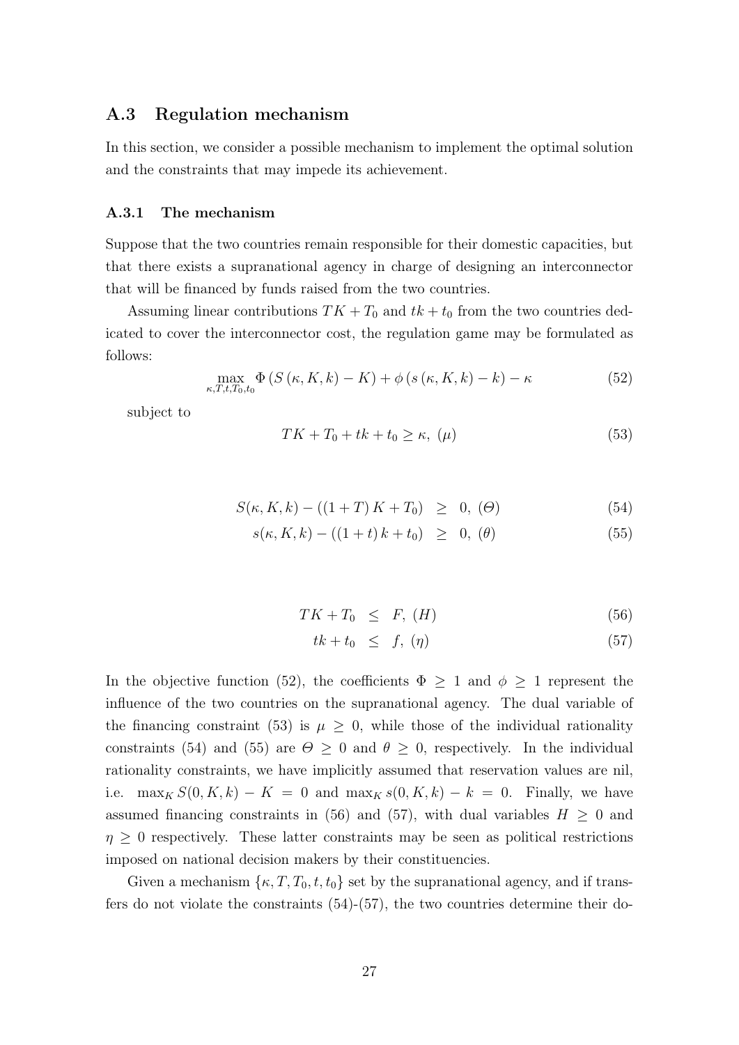## A.3 Regulation mechanism

In this section, we consider a possible mechanism to implement the optimal solution and the constraints that may impede its achievement.

### A.3.1 The mechanism

Suppose that the two countries remain responsible for their domestic capacities, but that there exists a supranational agency in charge of designing an interconnector that will be financed by funds raised from the two countries.

Assuming linear contributions $TK + T_0$ and $tk + t_0$ from the two countries dedicated to cover the interconnector cost, the regulation game may be formulated as follows:

$$\max_{\kappa, T, t, T_0, t_0} \Phi \left( S \left( \kappa, K, k \right) - K \right) + \phi \left( s \left( \kappa, K, k \right) - k \right) - \kappa \tag{52}$$

subject to

$$TK + T_0 + tk + t_0 \geq \kappa, \; (\mu) \tag{53}$$

$$S(\kappa, K, k) - \left( \left( 1 + T \right) K + T_0 \right) \;\; \geq \;\; 0, \; (\Theta) \tag{54}$$

$$s(\kappa, K, k) - \left( \left( 1 + t \right) k + t_0 \right) \;\; \geq \;\; 0, \; (\theta) \tag{55}$$

$$TK + T_0 \;\; \leq \;\; F, \; (H) \tag{56}$$

$$tk + t_0 \;\; \leq \;\; f, \; (\eta) \tag{57}$$

In the objective function (52), the coefficients $\Phi \geq 1$ and $\phi \geq 1$ represent the influence of the two countries on the supranational agency. The dual variable of the financing constraint (53) is $\mu \geq 0$, while those of the individual rationality constraints (54) and (55) are $\Theta \geq 0$ and $\theta \geq 0$, respectively. In the individual rationality constraints, we have implicitly assumed that reservation values are nil, i.e. $\max_K S(0, K, k) - K = 0$ and $\max_K s(0, K, k) - k = 0$. Finally, we have assumed financing constraints in (56) and (57), with dual variables $H \geq 0$ and $\eta \geq 0$ respectively. These latter constraints may be seen as political restrictions imposed on national decision makers by their constituencies.

Given a mechanism $\{\kappa, T, T_0, t, t_0\}$ set by the supranational agency, and if transfers do not violate the constraints (54)-(57), the two countries determine their do-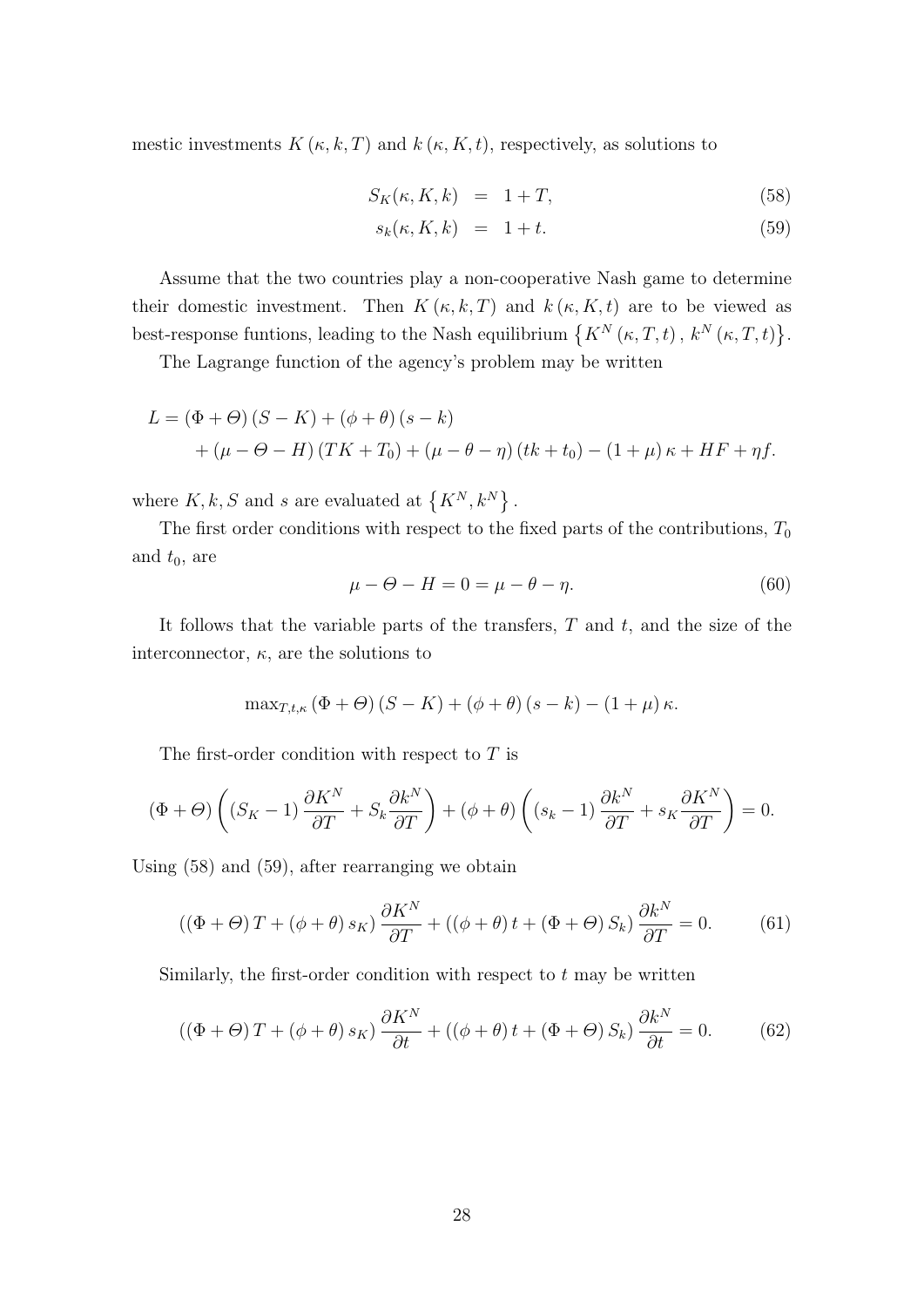mestic investments $K(\kappa, k, T)$ and $k(\kappa, K, t)$, respectively, as solutions to

$$S_K(\kappa, K, k) = 1 + T, \tag{58}$$

$$s_k(\kappa, K, k) = 1 + t. \tag{59}$$

Assume that the two countries play a non-cooperative Nash game to determine their domestic investment. Then $K(\kappa, k, T)$ and $k(\kappa, K, t)$ are to be viewed as best-response funtions, leading to the Nash equilibrium $\left\{K^N(\kappa, T, t), k^N(\kappa, T, t)\right\}$.

The Lagrange function of the agency's problem may be written

$$\begin{aligned}
L &= (\Phi + \Theta)(S - K) + (\phi + \theta)(s - k) \\
&\quad + (\mu - \Theta - H)(TK + T_0) + (\mu - \theta - \eta)(tk + t_0) - (1 + \mu)\kappa + HF + \eta f.
\end{aligned}$$

where $K, k, S$ and $s$ are evaluated at $\left\{K^N, k^N\right\}$.

The first order conditions with respect to the fixed parts of the contributions, $T_0$ and $t_0$, are

$$\mu - \Theta - H = 0 = \mu - \theta - \eta. \tag{60}$$

It follows that the variable parts of the transfers, $T$ and $t$, and the size of the interconnector, $\kappa$, are the solutions to

$$\max_{T,t,\kappa} (\Phi + \Theta)(S - K) + (\phi + \theta)(s - k) - (1 + \mu)\kappa.$$

The first-order condition with respect to $T$ is

$$(\Phi + \Theta)\left((S_K - 1)\frac{\partial K^N}{\partial T} + S_k \frac{\partial k^N}{\partial T}\right) + (\phi + \theta)\left((s_k - 1)\frac{\partial k^N}{\partial T} + s_K \frac{\partial K^N}{\partial T}\right) = 0.$$

Using (58) and (59), after rearranging we obtain

$$((\Phi + \Theta)T + (\phi + \theta)s_K)\frac{\partial K^N}{\partial T} + ((\phi + \theta)t + (\Phi + \Theta)S_k)\frac{\partial k^N}{\partial T} = 0. \tag{61}$$

Similarly, the first-order condition with respect to $t$ may be written

$$((\Phi + \Theta)T + (\phi + \theta)s_K)\frac{\partial K^N}{\partial t} + ((\phi + \theta)t + (\Phi + \Theta)S_k)\frac{\partial k^N}{\partial t} = 0. \tag{62}$$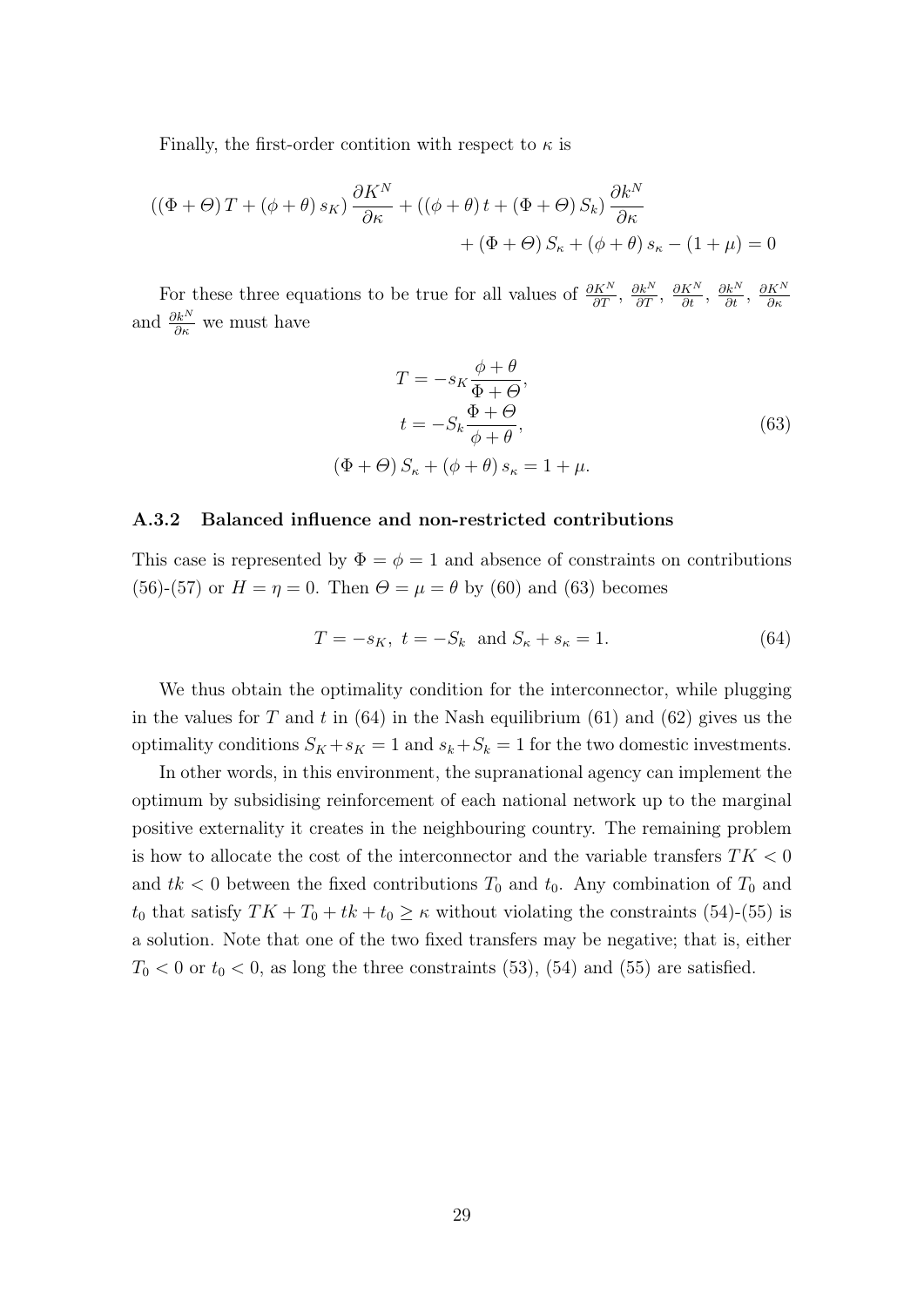Finally, the first-order contition with respect to $\kappa$ is

$$\left(\left(\Phi+\Theta\right)T+\left(\phi+\theta\right)s_K\right)\frac{\partial K^N}{\partial\kappa}+\left(\left(\phi+\theta\right)t+\left(\Phi+\Theta\right)S_k\right)\frac{\partial k^N}{\partial\kappa}$$
$$+\left(\Phi+\Theta\right)S_\kappa+\left(\phi+\theta\right)s_\kappa-\left(1+\mu\right)=0$$

For these three equations to be true for all values of $\frac{\partial K^N}{\partial T}$, $\frac{\partial k^N}{\partial T}$, $\frac{\partial K^N}{\partial t}$, $\frac{\partial k^N}{\partial t}$, $\frac{\partial K^N}{\partial \kappa}$ and $\frac{\partial k^N}{\partial \kappa}$ we must have

$$\begin{aligned}
T &= -s_K\frac{\phi+\theta}{\Phi+\Theta},\\
t &= -S_k\frac{\Phi+\Theta}{\phi+\theta},\\
\left(\Phi+\Theta\right)S_\kappa+\left(\phi+\theta\right)s_\kappa &= 1+\mu.
\end{aligned}\tag{63}$$

### A.3.2 Balanced influence and non-restricted contributions

This case is represented by $\Phi=\phi=1$ and absence of constraints on contributions (56)-(57) or $H=\eta=0$. Then $\Theta=\mu=\theta$ by (60) and (63) becomes

$$T=-s_K,\ t=-S_k\ \text{ and } S_\kappa+s_\kappa=1.\tag{64}$$

We thus obtain the optimality condition for the interconnector, while plugging in the values for $T$ and $t$ in (64) in the Nash equilibrium (61) and (62) gives us the optimality conditions $S_K+s_K=1$ and $s_k+S_k=1$ for the two domestic investments.

In other words, in this environment, the supranational agency can implement the optimum by subsidising reinforcement of each national network up to the marginal positive externality it creates in the neighbouring country. The remaining problem is how to allocate the cost of the interconnector and the variable transfers $TK<0$ and $tk<0$ between the fixed contributions $T_0$ and $t_0$. Any combination of $T_0$ and $t_0$ that satisfy $TK+T_0+tk+t_0\geq\kappa$ without violating the constraints (54)-(55) is a solution. Note that one of the two fixed transfers may be negative; that is, either $T_0<0$ or $t_0<0$, as long the three constraints (53), (54) and (55) are satisfied.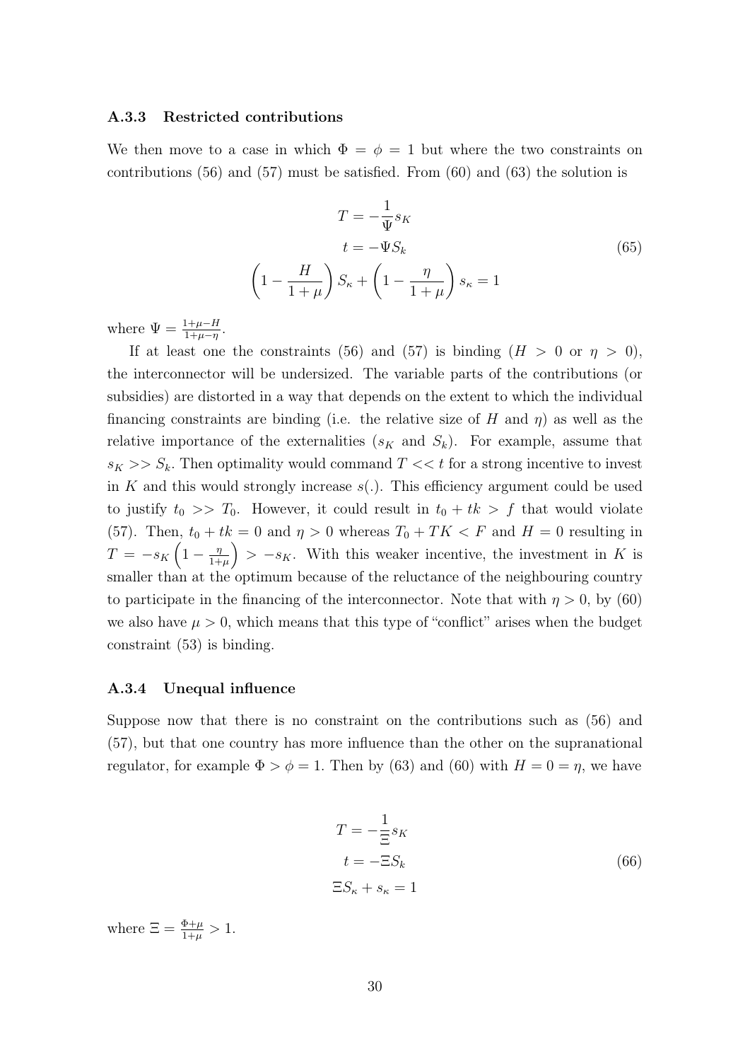### A.3.3 Restricted contributions

We then move to a case in which $\Phi = \phi = 1$ but where the two constraints on contributions (56) and (57) must be satisfied. From (60) and (63) the solution is

$$\begin{gathered} T = -\frac{1}{\Psi} s_K \\ t = -\Psi S_k \\ \left(1 - \frac{H}{1+\mu}\right) S_\kappa + \left(1 - \frac{\eta}{1+\mu}\right) s_\kappa = 1 \end{gathered} \tag{65}$$

where $\Psi = \frac{1+\mu-H}{1+\mu-\eta}$.

If at least one the constraints (56) and (57) is binding ($H > 0$ or $\eta > 0$), the interconnector will be undersized. The variable parts of the contributions (or subsidies) are distorted in a way that depends on the extent to which the individual financing constraints are binding (i.e. the relative size of $H$ and $\eta$) as well as the relative importance of the externalities ($s_K$ and $S_k$). For example, assume that $s_K >> S_k$. Then optimality would command $T << t$ for a strong incentive to invest in $K$ and this would strongly increase $s(.)$. This efficiency argument could be used to justify $t_0 >> T_0$. However, it could result in $t_0 + tk > f$ that would violate (57). Then, $t_0 + tk = 0$ and $\eta > 0$ whereas $T_0 + TK < F$ and $H = 0$ resulting in $T = -s_K\left(1 - \frac{\eta}{1+\mu}\right) > -s_K$. With this weaker incentive, the investment in $K$ is smaller than at the optimum because of the reluctance of the neighbouring country to participate in the financing of the interconnector. Note that with $\eta > 0$, by (60) we also have $\mu > 0$, which means that this type of "conflict" arises when the budget constraint (53) is binding.

### A.3.4 Unequal influence

Suppose now that there is no constraint on the contributions such as (56) and (57), but that one country has more influence than the other on the supranational regulator, for example $\Phi > \phi = 1$. Then by (63) and (60) with $H = 0 = \eta$, we have

$$\begin{gathered} T = -\frac{1}{\Xi} s_K \\ t = -\Xi S_k \\ \Xi S_\kappa + s_\kappa = 1 \end{gathered} \tag{66}$$

where $\Xi = \frac{\Phi+\mu}{1+\mu} > 1$.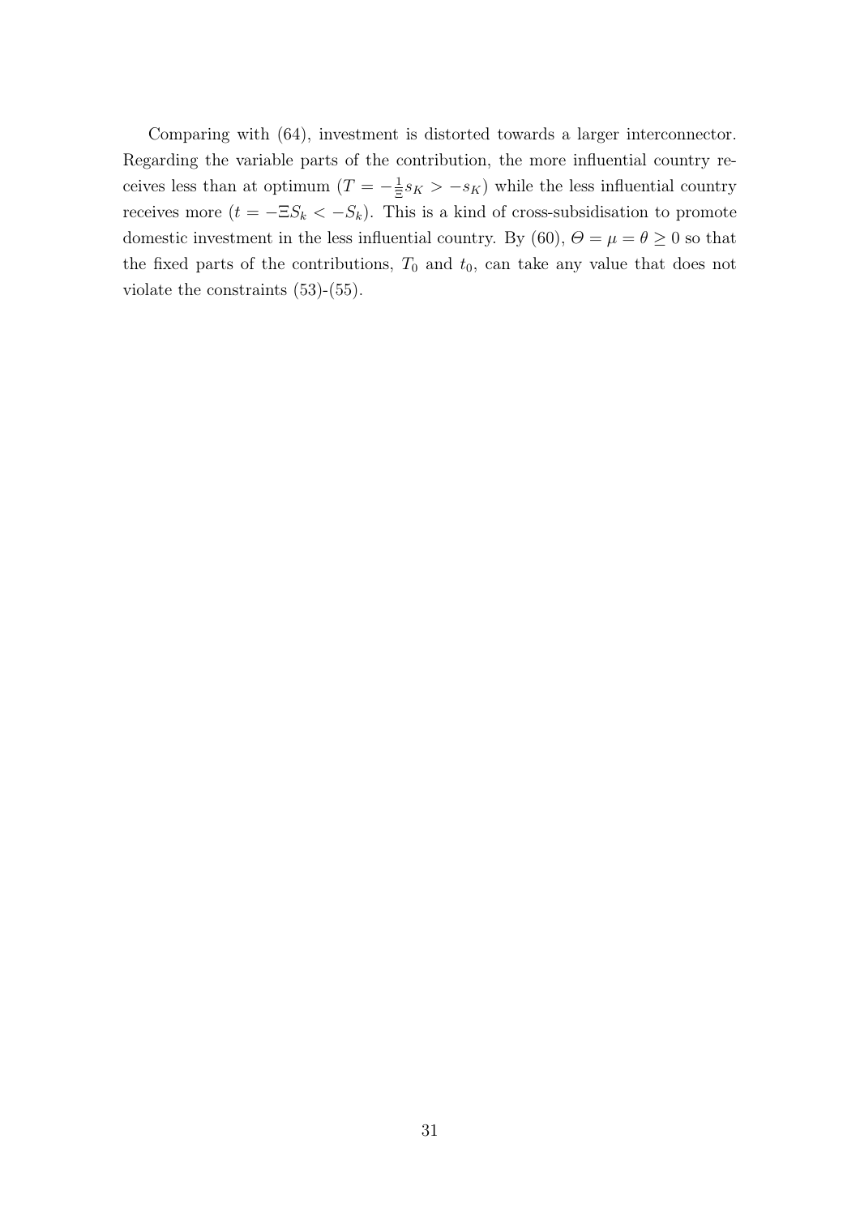Comparing with (64), investment is distorted towards a larger interconnector. Regarding the variable parts of the contribution, the more influential country receives less than at optimum ($T = -\frac{1}{\Xi} s_K > -s_K$) while the less influential country receives more ($t = -\Xi S_k < -S_k$). This is a kind of cross-subsidisation to promote domestic investment in the less influential country. By (60), $\Theta = \mu = \theta \geq 0$ so that the fixed parts of the contributions, $T_0$ and $t_0$, can take any value that does not violate the constraints (53)-(55).